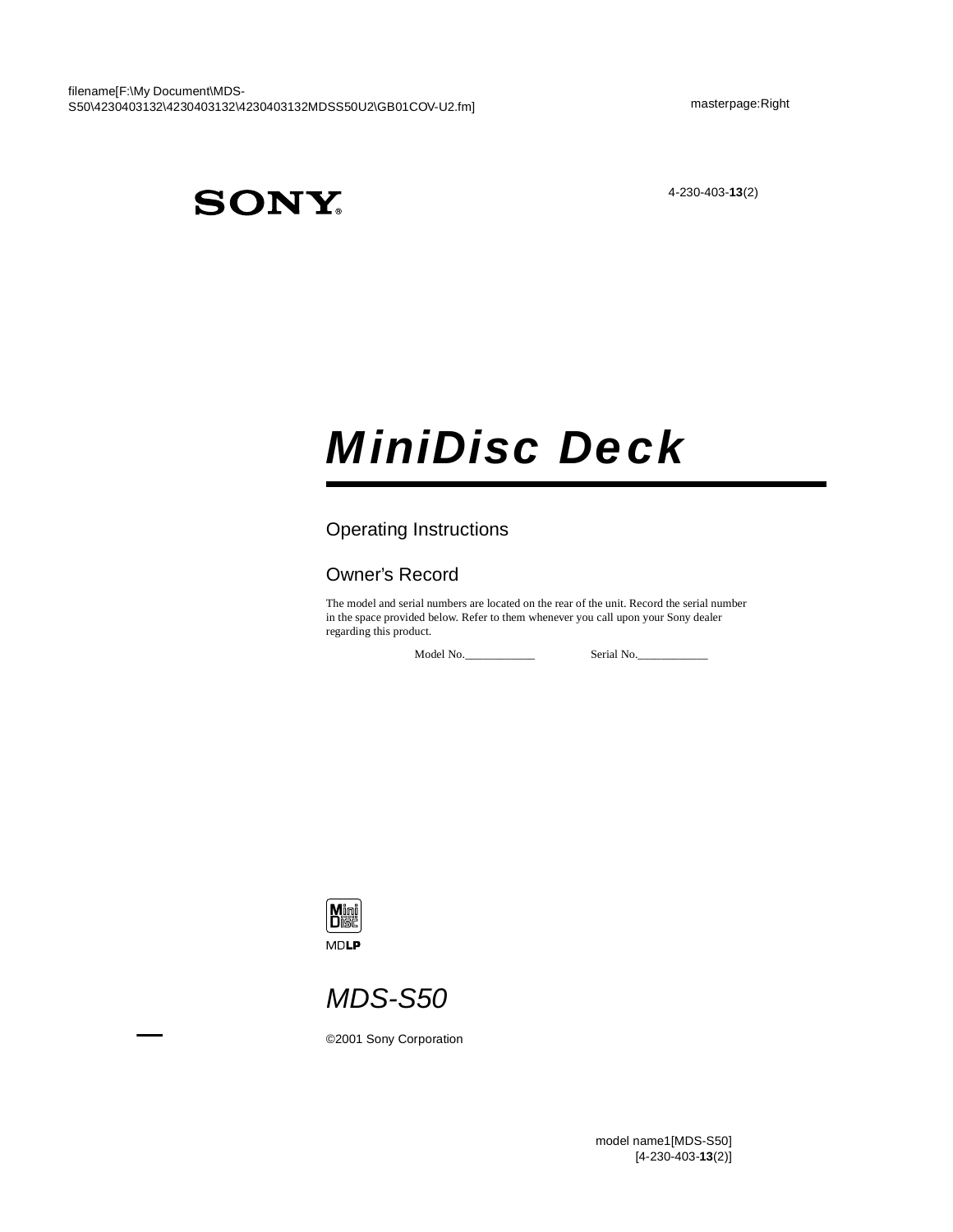SONY

4-230-403-**13**(2)

# MiniDisc Deck

## Operating Instructions

## Owner's Record

The model and serial numbers are located on the rear of the unit. Record the serial number in the space provided below. Refer to them whenever you call upon your Sony dealer regarding this product.

Model No.____________ Serial No.____________

MDLP

## MDS-S50

©2001 Sony Corporation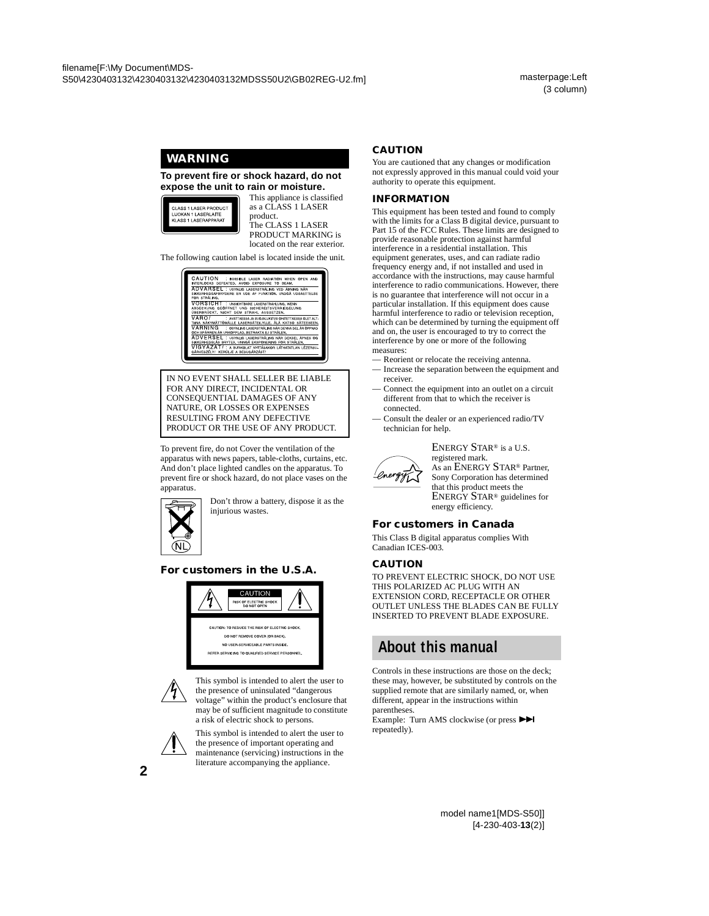## WARNING

**To prevent fire or shock hazard, do not expose the unit to rain or moisture.**

CLASS 1 LASER PRODUCT
LUOKAN 1 LASERLAITE
KLASS 1 LASERAPPARAT

This appliance is classified as a CLASS 1 LASER product.
The CLASS 1 LASER PRODUCT MARKING is located on the rear exterior.

The following caution label is located inside the unit.

CAUTION : INVISIBLE LASER RADIATION WHEN OPEN AND INTERLOCKS DEFEATED. AVOID EXPOSURE TO BEAM.
ADVARSEL : USYNLIG LASERSTRÅLING VED ÅBNING NÅR SIKKERHEDSAFBRYDERE ER UDE AF FUNKTION. UNDGÅ UDSAETTELSE FOR STRÅLING.
VORSICHT : UNSICHTBARE LASERSTRAHLUNG, WENN ABDECKUNG GEÖFFNET UND SICHERHEITSVERRIEGELUNG ÜBERBRÜCKT. NICHT DEM STRAHL AUSSETZEN.
VARO! : AVATTAESSA JA SUOJALUKITUS OHITETTAESSA OLET ALTTIINA NÄKYMÄTTÖMÄLLE LASERSÄTEILYLLE. ÄLÄ KATSO SÄTEESEEN.
VARNING : OSYNLIG LASERSTRÅLNING NÄR DENNA DEL ÄR ÖPPNAD OCH SPÄRREN ÄR URKOPPLAD. BETRAKTA EJ STRÅLEN.
ADVERSEL : USYNLIG LASERSTRÅLING NÅR DEKSEL ÅPNES OG SIKKERHEDSLÅS BRYTES. UNNGÅ EKSPONERING FOR STRÅLEN.
VIGYÁZAT! : A BURKOLAT NYITÁSAKOR LÁTHATATLAN LÉZERSUGÁRVESZÉLY! KERÜLJE A BESUGÁRZÁST!

IN NO EVENT SHALL SELLER BE LIABLE FOR ANY DIRECT, INCIDENTAL OR CONSEQUENTIAL DAMAGES OF ANY NATURE, OR LOSSES OR EXPENSES RESULTING FROM ANY DEFECTIVE PRODUCT OR THE USE OF ANY PRODUCT.

To prevent fire, do not Cover the ventilation of the apparatus with news papers, table-cloths, curtains, etc. And don't place lighted candles on the apparatus. To prevent fire or shock hazard, do not place vases on the apparatus.

Don't throw a battery, dispose it as the injurious wastes.

NL

### For customers in the U.S.A.

CAUTION
RISK OF ELECTRIC SHOCK DO NOT OPEN

CAUTION: TO REDUCE THE RISK OF ELECTRIC SHOCK,
DO NOT REMOVE COVER (OR BACK).
NO USER-SERVICEABLE PARTS INSIDE.
REFER SERVICING TO QUALIFIED SERVICE PERSONNEL.

This symbol is intended to alert the user to the presence of uninsulated "dangerous voltage" within the product's enclosure that may be of sufficient magnitude to constitute a risk of electric shock to persons.

This symbol is intended to alert the user to the presence of important operating and maintenance (servicing) instructions in the literature accompanying the appliance.

### CAUTION

You are cautioned that any changes or modification not expressly approved in this manual could void your authority to operate this equipment.

### INFORMATION

This equipment has been tested and found to comply with the limits for a Class B digital device, pursuant to Part 15 of the FCC Rules. These limits are designed to provide reasonable protection against harmful interference in a residential installation. This equipment generates, uses, and can radiate radio frequency energy and, if not installed and used in accordance with the instructions, may cause harmful interference to radio communications. However, there is no guarantee that interference will not occur in a particular installation. If this equipment does cause harmful interference to radio or television reception, which can be determined by turning the equipment off and on, the user is encouraged to try to correct the interference by one or more of the following measures:

- Reorient or relocate the receiving antenna.
- Increase the separation between the equipment and receiver.
- Connect the equipment into an outlet on a circuit different from that to which the receiver is connected.
- Consult the dealer or an experienced radio/TV technician for help.

ENERGY STAR® is a U.S. registered mark.
As an ENERGY STAR® Partner, Sony Corporation has determined that this product meets the ENERGY STAR® guidelines for energy efficiency.

### For customers in Canada

This Class B digital apparatus complies With Canadian ICES-003.

### CAUTION

TO PREVENT ELECTRIC SHOCK, DO NOT USE THIS POLARIZED AC PLUG WITH AN EXTENSION CORD, RECEPTACLE OR OTHER OUTLET UNLESS THE BLADES CAN BE FULLY INSERTED TO PREVENT BLADE EXPOSURE.

## About this manual

Controls in these instructions are those on the deck; these may, however, be substituted by controls on the supplied remote that are similarly named, or, when different, appear in the instructions within parentheses.
Example: Turn AMS clockwise (or press ►►I repeatedly).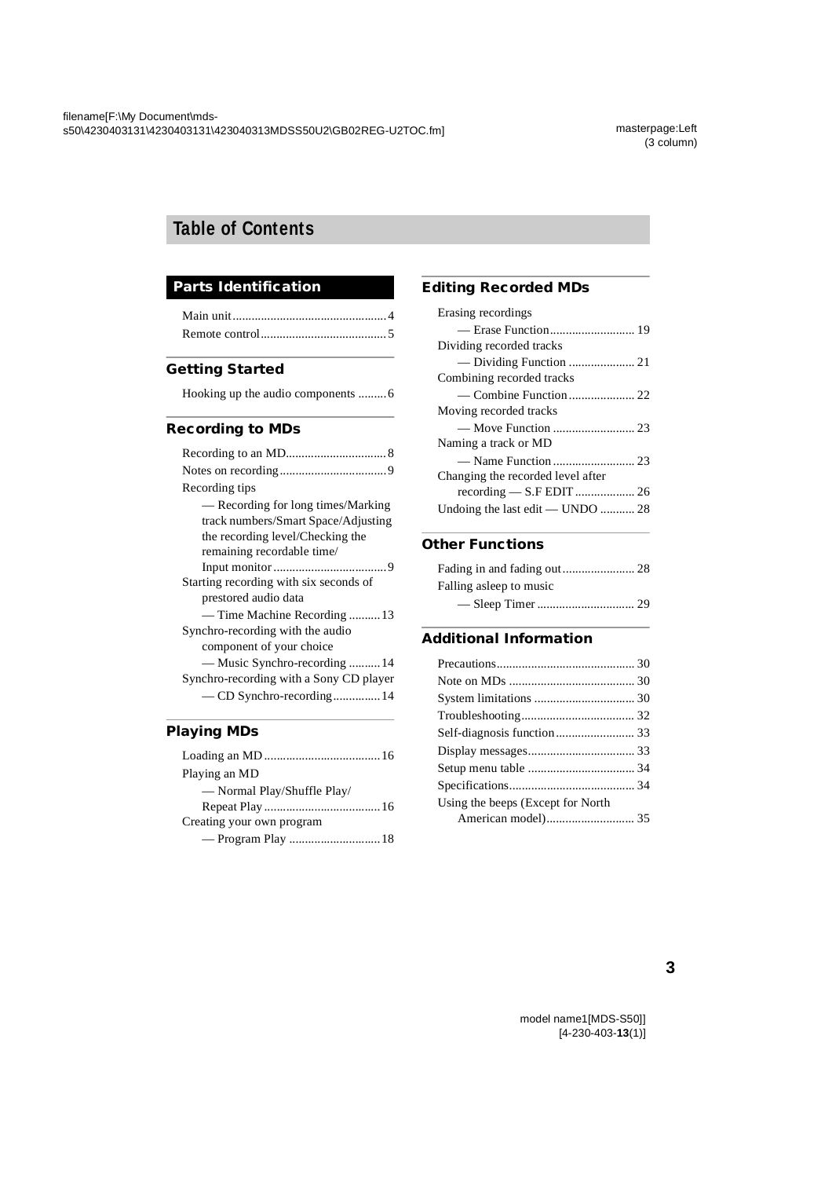# Table of Contents

## Parts Identification

Main unit ..... 4
Remote control ..... 5

## Getting Started

Hooking up the audio components ..... 6

## Recording to MDs

Recording to an MD ..... 8
Notes on recording ..... 9
Recording tips
— Recording for long times/Marking track numbers/Smart Space/Adjusting the recording level/Checking the remaining recordable time/ Input monitor ..... 9
Starting recording with six seconds of prestored audio data
— Time Machine Recording ..... 13
Synchro-recording with the audio component of your choice
— Music Synchro-recording ..... 14
Synchro-recording with a Sony CD player
— CD Synchro-recording ..... 14

## Playing MDs

Loading an MD ..... 16
Playing an MD
— Normal Play/Shuffle Play/ Repeat Play ..... 16
Creating your own program
— Program Play ..... 18

## Editing Recorded MDs

Erasing recordings
— Erase Function ..... 19
Dividing recorded tracks
— Dividing Function ..... 21
Combining recorded tracks
— Combine Function ..... 22
Moving recorded tracks
— Move Function ..... 23
Naming a track or MD
— Name Function ..... 23
Changing the recorded level after recording — S.F EDIT ..... 26
Undoing the last edit — UNDO ..... 28

## Other Functions

Fading in and fading out ..... 28
Falling asleep to music
— Sleep Timer ..... 29

## Additional Information

Precautions ..... 30
Note on MDs ..... 30
System limitations ..... 30
Troubleshooting ..... 32
Self-diagnosis function ..... 33
Display messages ..... 33
Setup menu table ..... 34
Specifications ..... 34
Using the beeps (Except for North American model) ..... 35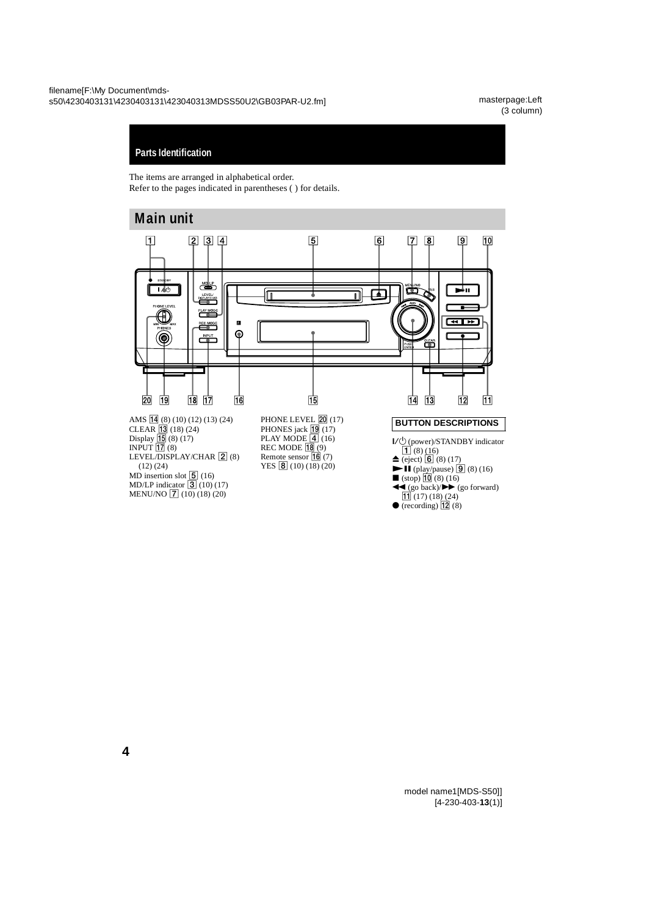# Parts Identification

The items are arranged in alphabetical order.
Refer to the pages indicated in parentheses ( ) for details.

## Main unit

AMS 14 (8) (10) (12) (13) (24)
CLEAR 13 (18) (24)
Display 15 (8) (17)
INPUT 17 (8)
LEVEL/DISPLAY/CHAR 2 (8) (12) (24)
MD insertion slot 5 (16)
MD/LP indicator 3 (10) (17)
MENU/NO 7 (10) (18) (20)
PHONE LEVEL 20 (17)
PHONES jack 19 (17)
PLAY MODE 4 (16)
REC MODE 18 (9)
Remote sensor 16 (7)
YES 8 (10) (18) (20)

### BUTTON DESCRIPTIONS

I/⏻ (power)/STANDBY indicator 1 (8) (16)
⏏ (eject) 6 (8) (17)
►II (play/pause) 9 (8) (16)
■ (stop) 10 (8) (16)
◄◄ (go back)/►► (go forward) 11 (17) (18) (24)
● (recording) 12 (8)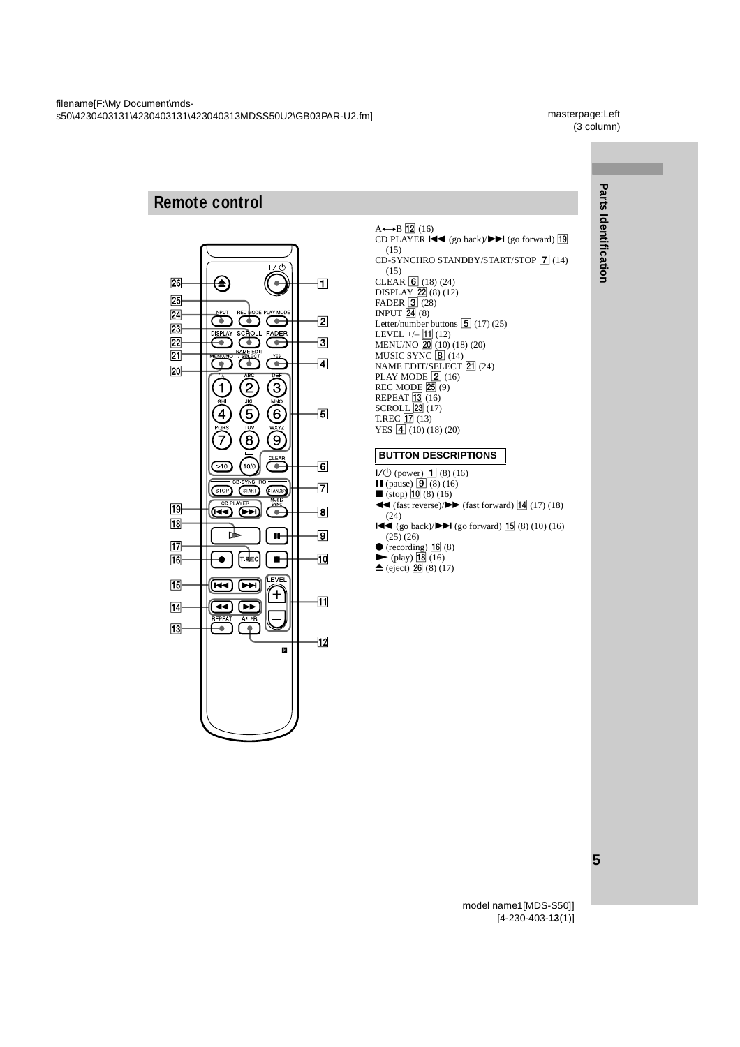## Remote control

A↔B 12 (16)
CD PLAYER |◀◀ (go back)/▶▶| (go forward) 19 (15)
CD-SYNCHRO STANDBY/START/STOP 7 (14) (15)
CLEAR 6 (18) (24)
DISPLAY 22 (8) (12)
FADER 3 (28)
INPUT 24 (8)
Letter/number buttons 5 (17) (25)
LEVEL +/– 11 (12)
MENU/NO 20 (10) (18) (20)
MUSIC SYNC 8 (14)
NAME EDIT/SELECT 21 (24)
PLAY MODE 2 (16)
REC MODE 25 (9)
REPEAT 13 (16)
SCROLL 23 (17)
T.REC 17 (13)
YES 4 (10) (18) (20)

### BUTTON DESCRIPTIONS

I/⏻ (power) 1 (8) (16)
❚❚ (pause) 9 (8) (16)
■ (stop) 10 (8) (16)
◀◀ (fast reverse)/▶▶ (fast forward) 14 (17) (18) (24)
|◀◀ (go back)/▶▶| (go forward) 15 (8) (10) (16) (25) (26)
● (recording) 16 (8)
▶ (play) 18 (16)
⏏ (eject) 26 (8) (17)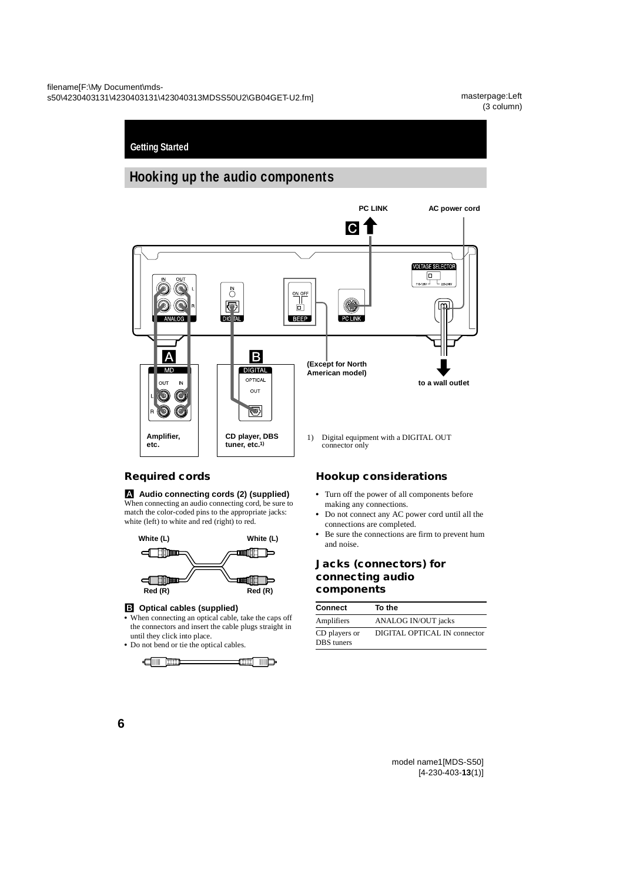Getting Started

# Hooking up the audio components

PC LINK

AC power cord

C

A

B

(Except for North American model)

to a wall outlet

Amplifier, etc.

CD player, DBS tuner, etc.[1]

1) Digital equipment with a DIGITAL OUT connector only

## Required cords

**A Audio connecting cords (2) (supplied)**
When connecting an audio connecting cord, be sure to match the color-coded pins to the appropriate jacks: white (left) to white and red (right) to red.

White (L) White (L)

Red (R) Red (R)

**B Optical cables (supplied)**

- When connecting an optical cable, take the caps off the connectors and insert the cable plugs straight in until they click into place.
- Do not bend or tie the optical cables.

## Hookup considerations

- Turn off the power of all components before making any connections.
- Do not connect any AC power cord until all the connections are completed.
- Be sure the connections are firm to prevent hum and noise.

## Jacks (connectors) for connecting audio components

| Connect | To the |
| --- | --- |
| Amplifiers | ANALOG IN/OUT jacks |
| CD players or DBS tuners | DIGITAL OPTICAL IN connector |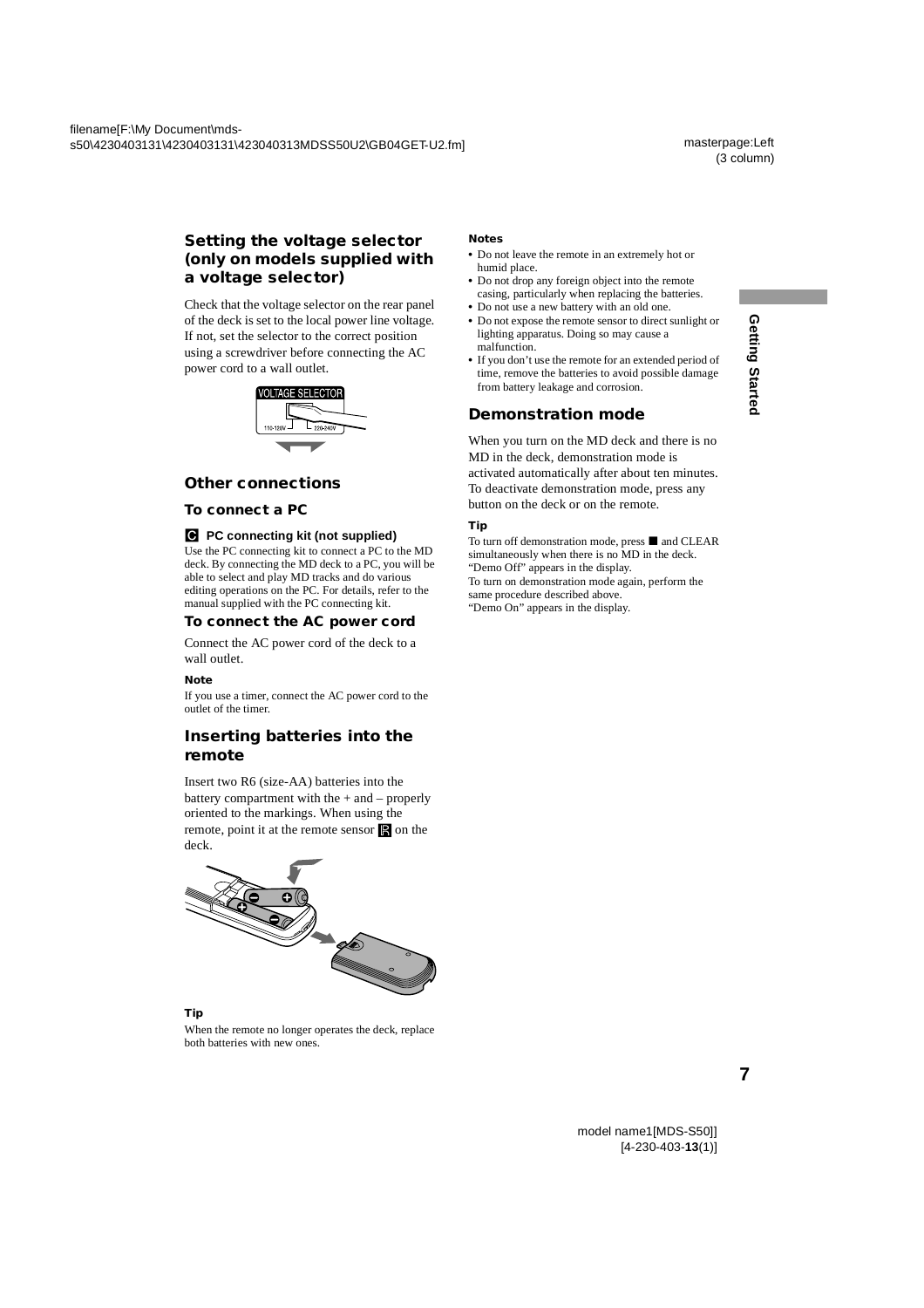## Setting the voltage selector (only on models supplied with a voltage selector)

Check that the voltage selector on the rear panel of the deck is set to the local power line voltage. If not, set the selector to the correct position using a screwdriver before connecting the AC power cord to a wall outlet.

## Other connections

### To connect a PC

**C PC connecting kit (not supplied)**

Use the PC connecting kit to connect a PC to the MD deck. By connecting the MD deck to a PC, you will be able to select and play MD tracks and do various editing operations on the PC. For details, refer to the manual supplied with the PC connecting kit.

### To connect the AC power cord

Connect the AC power cord of the deck to a wall outlet.

**Note**

If you use a timer, connect the AC power cord to the outlet of the timer.

## Inserting batteries into the remote

Insert two R6 (size-AA) batteries into the battery compartment with the + and – properly oriented to the markings. When using the remote, point it at the remote sensor on the deck.

**Tip**

When the remote no longer operates the deck, replace both batteries with new ones.

**Notes**

- Do not leave the remote in an extremely hot or humid place.
- Do not drop any foreign object into the remote casing, particularly when replacing the batteries.
- Do not use a new battery with an old one.
- Do not expose the remote sensor to direct sunlight or lighting apparatus. Doing so may cause a malfunction.
- If you don't use the remote for an extended period of time, remove the batteries to avoid possible damage from battery leakage and corrosion.

## Demonstration mode

When you turn on the MD deck and there is no MD in the deck, demonstration mode is activated automatically after about ten minutes. To deactivate demonstration mode, press any button on the deck or on the remote.

**Tip**

To turn off demonstration mode, press ■ and CLEAR simultaneously when there is no MD in the deck.
"Demo Off" appears in the display.
To turn on demonstration mode again, perform the same procedure described above.
"Demo On" appears in the display.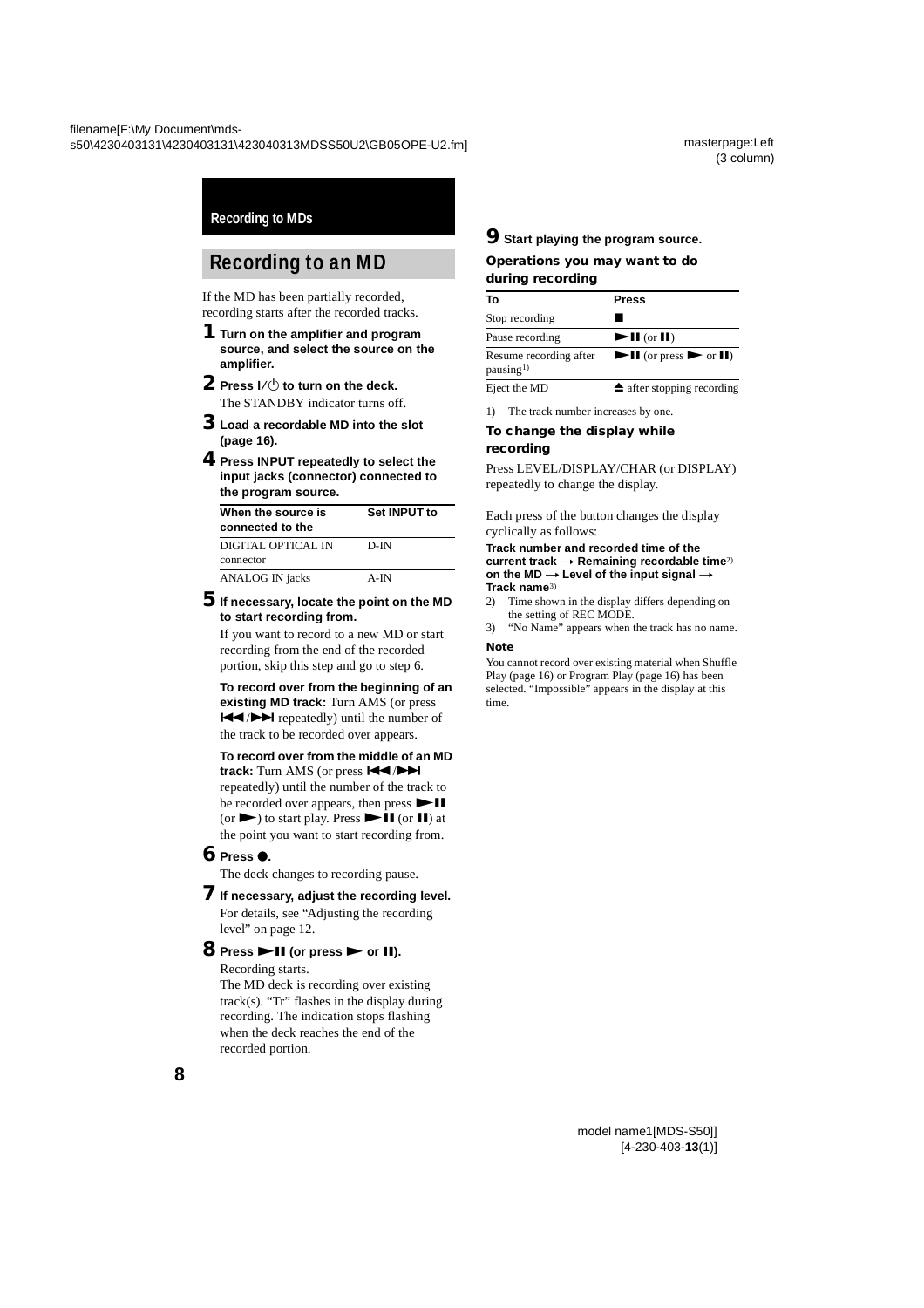Recording to MDs

## Recording to an MD

If the MD has been partially recorded, recording starts after the recorded tracks.

**1 Turn on the amplifier and program source, and select the source on the amplifier.**

**2 Press I/⏻ to turn on the deck.**
The STANDBY indicator turns off.

**3 Load a recordable MD into the slot (page 16).**

**4 Press INPUT repeatedly to select the input jacks (connector) connected to the program source.**

| When the source is connected to the | Set INPUT to |
|---|---|
| DIGITAL OPTICAL IN connector | D-IN |
| ANALOG IN jacks | A-IN |

**5 If necessary, locate the point on the MD to start recording from.**
If you want to record to a new MD or start recording from the end of the recorded portion, skip this step and go to step 6.

**To record over from the beginning of an existing MD track:** Turn AMS (or press ⏮/⏭ repeatedly) until the number of the track to be recorded over appears.

**To record over from the middle of an MD track:** Turn AMS (or press ⏮/⏭ repeatedly) until the number of the track to be recorded over appears, then press ►❚❚ (or ►) to start play. Press ►❚❚ (or ❚❚) at the point you want to start recording from.

**6 Press ●.**
The deck changes to recording pause.

**7 If necessary, adjust the recording level.**
For details, see "Adjusting the recording level" on page 12.

**8 Press ►❚❚ (or press ► or ❚❚).**
Recording starts.
The MD deck is recording over existing track(s). "Tr" flashes in the display during recording. The indication stops flashing when the deck reaches the end of the recorded portion.

**9 Start playing the program source.**

### Operations you may want to do during recording

| To | Press |
|---|---|
| Stop recording | ■ |
| Pause recording | ►❚❚ (or ❚❚) |
| Resume recording after pausing[1] | ►❚❚ (or press ► or ❚❚) |
| Eject the MD | ⏏ after stopping recording |

1) The track number increases by one.

### To change the display while recording

Press LEVEL/DISPLAY/CHAR (or DISPLAY) repeatedly to change the display.

Each press of the button changes the display cyclically as follows:

**Track number and recorded time of the current track → Remaining recordable time[2] on the MD → Level of the input signal → Track name[3]**

2) Time shown in the display differs depending on the setting of REC MODE.
3) "No Name" appears when the track has no name.

**Note**

You cannot record over existing material when Shuffle Play (page 16) or Program Play (page 16) has been selected. "Impossible" appears in the display at this time.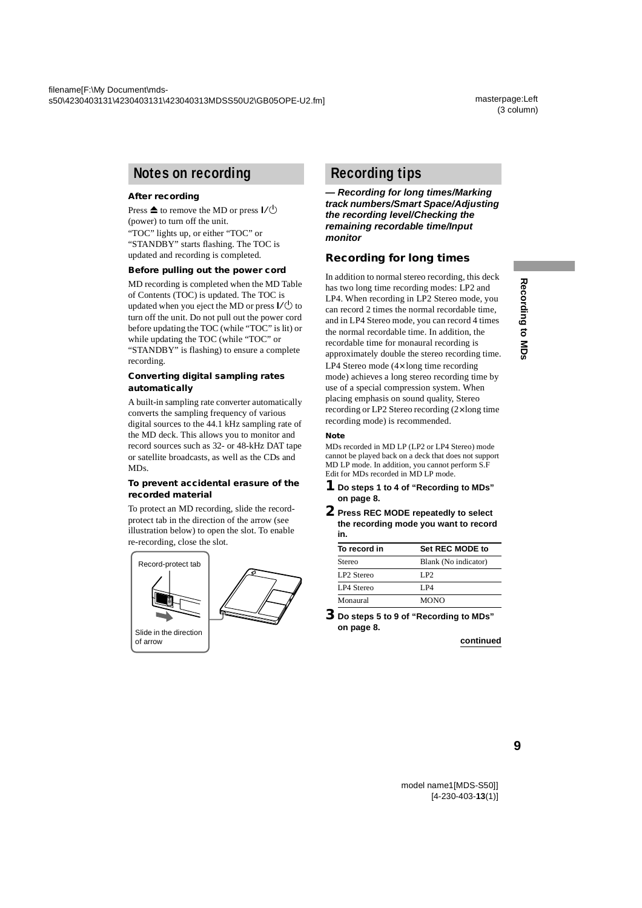## Notes on recording

### After recording

Press ≜ to remove the MD or press I/⏻ (power) to turn off the unit.
"TOC" lights up, or either "TOC" or "STANDBY" starts flashing. The TOC is updated and recording is completed.

### Before pulling out the power cord

MD recording is completed when the MD Table of Contents (TOC) is updated. The TOC is updated when you eject the MD or press I/⏻ to turn off the unit. Do not pull out the power cord before updating the TOC (while "TOC" is lit) or while updating the TOC (while "TOC" or "STANDBY" is flashing) to ensure a complete recording.

### Converting digital sampling rates automatically

A built-in sampling rate converter automatically converts the sampling frequency of various digital sources to the 44.1 kHz sampling rate of the MD deck. This allows you to monitor and record sources such as 32- or 48-kHz DAT tape or satellite broadcasts, as well as the CDs and MDs.

### To prevent accidental erasure of the recorded material

To protect an MD recording, slide the record-protect tab in the direction of the arrow (see illustration below) to open the slot. To enable re-recording, close the slot.

Record-protect tab

Slide in the direction of arrow

## Recording tips

***— Recording for long times/Marking track numbers/Smart Space/Adjusting the recording level/Checking the remaining recordable time/Input monitor***

### Recording for long times

In addition to normal stereo recording, this deck has two long time recording modes: LP2 and LP4. When recording in LP2 Stereo mode, you can record 2 times the normal recordable time, and in LP4 Stereo mode, you can record 4 times the normal recordable time. In addition, the recordable time for monaural recording is approximately double the stereo recording time.
LP4 Stereo mode (4× long time recording mode) achieves a long stereo recording time by use of a special compression system. When placing emphasis on sound quality, Stereo recording or LP2 Stereo recording (2× long time recording mode) is recommended.

**Note**

MDs recorded in MD LP (LP2 or LP4 Stereo) mode cannot be played back on a deck that does not support MD LP mode. In addition, you cannot perform S.F Edit for MDs recorded in MD LP mode.

**1** **Do steps 1 to 4 of "Recording to MDs" on page 8.**

**2** **Press REC MODE repeatedly to select the recording mode you want to record in.**

| To record in | Set REC MODE to |
|---|---|
| Stereo | Blank (No indicator) |
| LP2 Stereo | LP2 |
| LP4 Stereo | LP4 |
| Monaural | MONO |

**3** **Do steps 5 to 9 of "Recording to MDs" on page 8.**

**continued**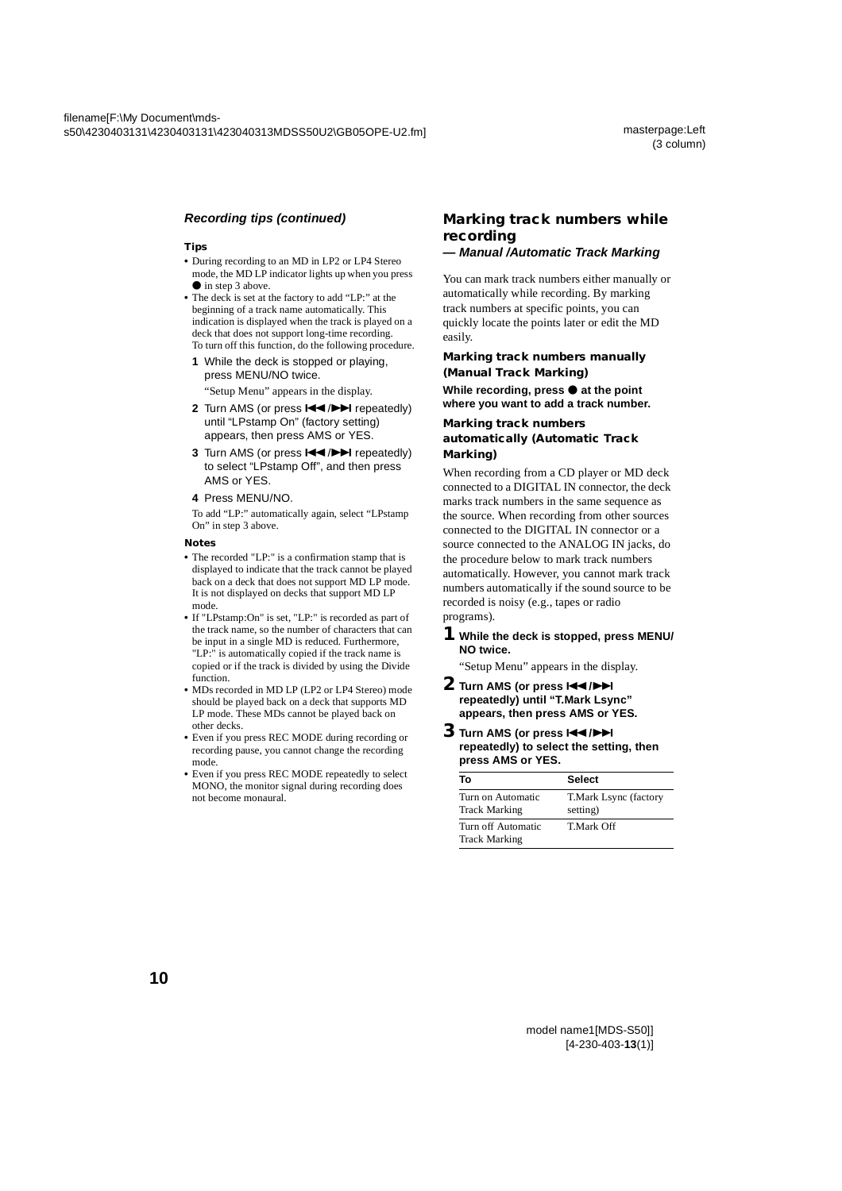### Recording tips (continued)

**Tips**

- During recording to an MD in LP2 or LP4 Stereo mode, the MD LP indicator lights up when you press ● in step 3 above.
- The deck is set at the factory to add "LP:" at the beginning of a track name automatically. This indication is displayed when the track is played on a deck that does not support long-time recording. To turn off this function, do the following procedure.

  **1** While the deck is stopped or playing, press MENU/NO twice.

  "Setup Menu" appears in the display.

  **2** Turn AMS (or press ⏮/⏭ repeatedly) until "LPstamp On" (factory setting) appears, then press AMS or YES.

  **3** Turn AMS (or press ⏮/⏭ repeatedly) to select "LPstamp Off", and then press AMS or YES.

  **4** Press MENU/NO.

  To add "LP:" automatically again, select "LPstamp On" in step 3 above.

**Notes**

- The recorded "LP:" is a confirmation stamp that is displayed to indicate that the track cannot be played back on a deck that does not support MD LP mode. It is not displayed on decks that support MD LP mode.
- If "LPstamp:On" is set, "LP:" is recorded as part of the track name, so the number of characters that can be input in a single MD is reduced. Furthermore, "LP:" is automatically copied if the track name is copied or if the track is divided by using the Divide function.
- MDs recorded in MD LP (LP2 or LP4 Stereo) mode should be played back on a deck that supports MD LP mode. These MDs cannot be played back on other decks.
- Even if you press REC MODE during recording or recording pause, you cannot change the recording mode.
- Even if you press REC MODE repeatedly to select MONO, the monitor signal during recording does not become monaural.

## Marking track numbers while recording

***— Manual /Automatic Track Marking***

You can mark track numbers either manually or automatically while recording. By marking track numbers at specific points, you can quickly locate the points later or edit the MD easily.

### Marking track numbers manually (Manual Track Marking)

**While recording, press ● at the point where you want to add a track number.**

### Marking track numbers automatically (Automatic Track Marking)

When recording from a CD player or MD deck connected to a DIGITAL IN connector, the deck marks track numbers in the same sequence as the source. When recording from other sources connected to the DIGITAL IN connector or a source connected to the ANALOG IN jacks, do the procedure below to mark track numbers automatically. However, you cannot mark track numbers automatically if the sound source to be recorded is noisy (e.g., tapes or radio programs).

**1 While the deck is stopped, press MENU/NO twice.**

"Setup Menu" appears in the display.

**2 Turn AMS (or press ⏮/⏭ repeatedly) until "T.Mark Lsync" appears, then press AMS or YES.**

**3 Turn AMS (or press ⏮/⏭ repeatedly) to select the setting, then press AMS or YES.**

| To | Select |
|---|---|
| Turn on Automatic Track Marking | T.Mark Lsync (factory setting) |
| Turn off Automatic Track Marking | T.Mark Off |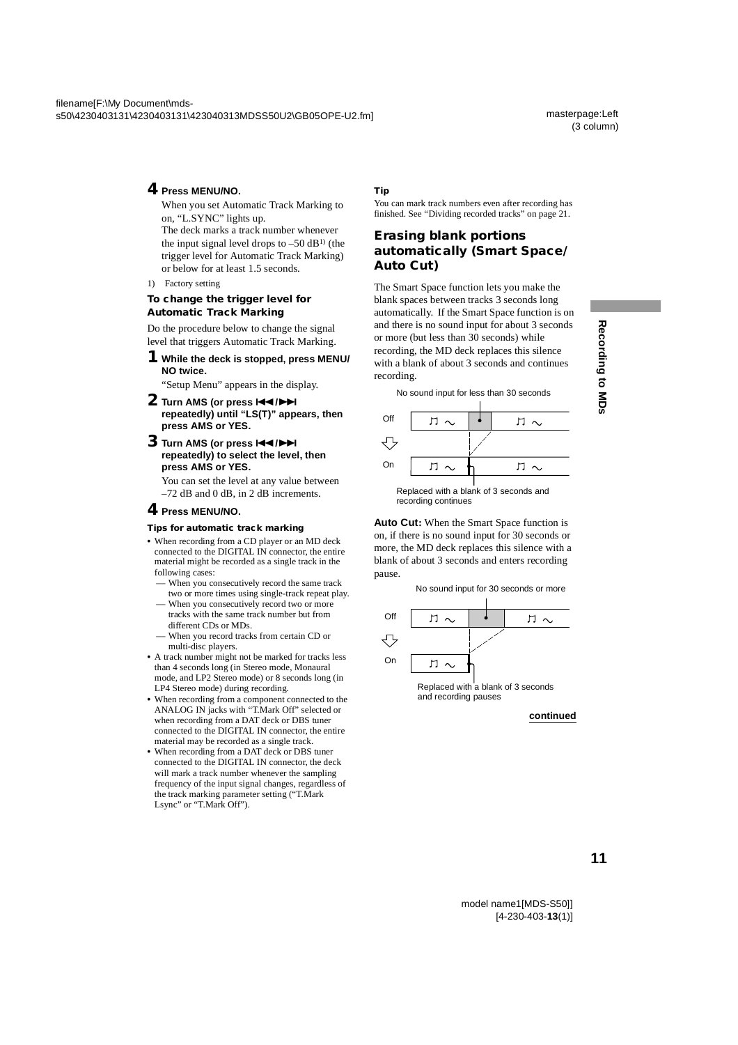**4 Press MENU/NO.**

When you set Automatic Track Marking to on, "L.SYNC" lights up.
The deck marks a track number whenever the input signal level drops to –50 dB[1] (the trigger level for Automatic Track Marking) or below for at least 1.5 seconds.

1) Factory setting

### To change the trigger level for Automatic Track Marking

Do the procedure below to change the signal level that triggers Automatic Track Marking.

**1 While the deck is stopped, press MENU/NO twice.**

"Setup Menu" appears in the display.

**2 Turn AMS (or press ⏮/⏭ repeatedly) until "LS(T)" appears, then press AMS or YES.**

**3 Turn AMS (or press ⏮/⏭ repeatedly) to select the level, then press AMS or YES.**

You can set the level at any value between –72 dB and 0 dB, in 2 dB increments.

**4 Press MENU/NO.**

#### Tips for automatic track marking

- When recording from a CD player or an MD deck connected to the DIGITAL IN connector, the entire material might be recorded as a single track in the following cases:
  - When you consecutively record the same track two or more times using single-track repeat play.
  - When you consecutively record two or more tracks with the same track number but from different CDs or MDs.
  - When you record tracks from certain CD or multi-disc players.
- A track number might not be marked for tracks less than 4 seconds long (in Stereo mode, Monaural mode, and LP2 Stereo mode) or 8 seconds long (in LP4 Stereo mode) during recording.
- When recording from a component connected to the ANALOG IN jacks with "T.Mark Off" selected or when recording from a DAT deck or DBS tuner connected to the DIGITAL IN connector, the entire material may be recorded as a single track.
- When recording from a DAT deck or DBS tuner connected to the DIGITAL IN connector, the deck will mark a track number whenever the sampling frequency of the input signal changes, regardless of the track marking parameter setting ("T.Mark Lsync" or "T.Mark Off").

#### Tip

You can mark track numbers even after recording has finished. See "Dividing recorded tracks" on page 21.

## Erasing blank portions automatically (Smart Space/ Auto Cut)

The Smart Space function lets you make the blank spaces between tracks 3 seconds long automatically. If the Smart Space function is on and there is no sound input for about 3 seconds or more (but less than 30 seconds) while recording, the MD deck replaces this silence with a blank of about 3 seconds and continues recording.

No sound input for less than 30 seconds

Off

On

Replaced with a blank of 3 seconds and recording continues

**Auto Cut:** When the Smart Space function is on, if there is no sound input for 30 seconds or more, the MD deck replaces this silence with a blank of about 3 seconds and enters recording pause.

No sound input for 30 seconds or more

Off

On

Replaced with a blank of 3 seconds and recording pauses

continued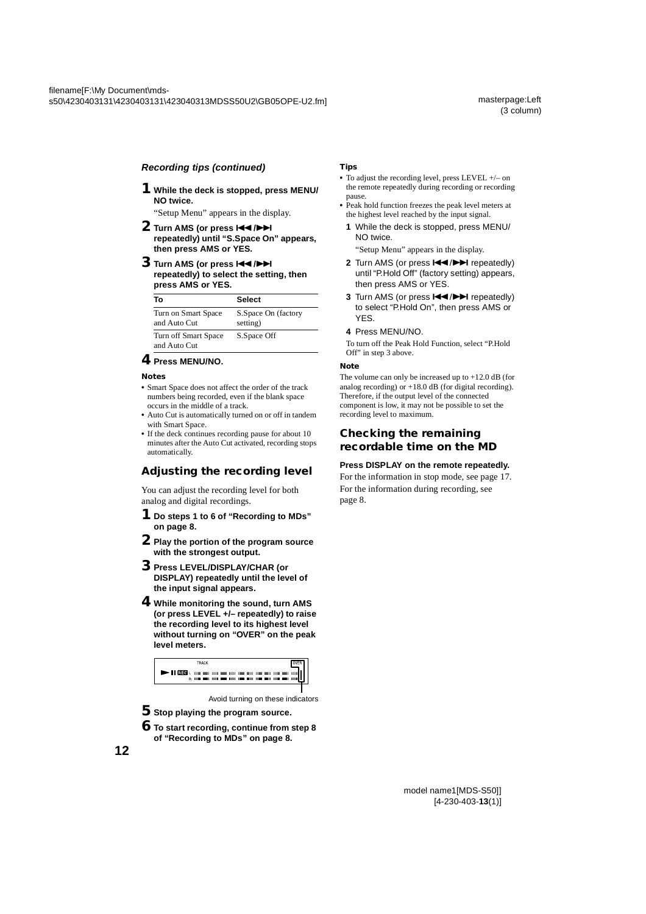### *Recording tips (continued)*

**1 While the deck is stopped, press MENU/NO twice.**

"Setup Menu" appears in the display.

**2 Turn AMS (or press ⏮/⏭ repeatedly) until "S.Space On" appears, then press AMS or YES.**

**3 Turn AMS (or press ⏮/⏭ repeatedly) to select the setting, then press AMS or YES.**

| To | Select |
|---|---|
| Turn on Smart Space and Auto Cut | S.Space On (factory setting) |
| Turn off Smart Space and Auto Cut | S.Space Off |

**4 Press MENU/NO.**

**Notes**

- Smart Space does not affect the order of the track numbers being recorded, even if the blank space occurs in the middle of a track.
- Auto Cut is automatically turned on or off in tandem with Smart Space.
- If the deck continues recording pause for about 10 minutes after the Auto Cut activated, recording stops automatically.

## Adjusting the recording level

You can adjust the recording level for both analog and digital recordings.

**1 Do steps 1 to 6 of "Recording to MDs" on page 8.**

**2 Play the portion of the program source with the strongest output.**

**3 Press LEVEL/DISPLAY/CHAR (or DISPLAY) repeatedly until the level of the input signal appears.**

**4 While monitoring the sound, turn AMS (or press LEVEL +/– repeatedly) to raise the recording level to its highest level without turning on "OVER" on the peak level meters.**

Avoid turning on these indicators

**5 Stop playing the program source.**

**6 To start recording, continue from step 8 of "Recording to MDs" on page 8.**

**Tips**

- To adjust the recording level, press LEVEL +/– on the remote repeatedly during recording or recording pause.
- Peak hold function freezes the peak level meters at the highest level reached by the input signal.

1. While the deck is stopped, press MENU/NO twice.

   "Setup Menu" appears in the display.

2. Turn AMS (or press ⏮/⏭ repeatedly) until "P.Hold Off" (factory setting) appears, then press AMS or YES.
3. Turn AMS (or press ⏮/⏭ repeatedly) to select "P.Hold On", then press AMS or YES.
4. Press MENU/NO.

To turn off the Peak Hold Function, select "P.Hold Off" in step 3 above.

**Note**

The volume can only be increased up to +12.0 dB (for analog recording) or +18.0 dB (for digital recording). Therefore, if the output level of the connected component is low, it may not be possible to set the recording level to maximum.

## Checking the remaining recordable time on the MD

**Press DISPLAY on the remote repeatedly.**

For the information in stop mode, see page 17.

For the information during recording, see page 8.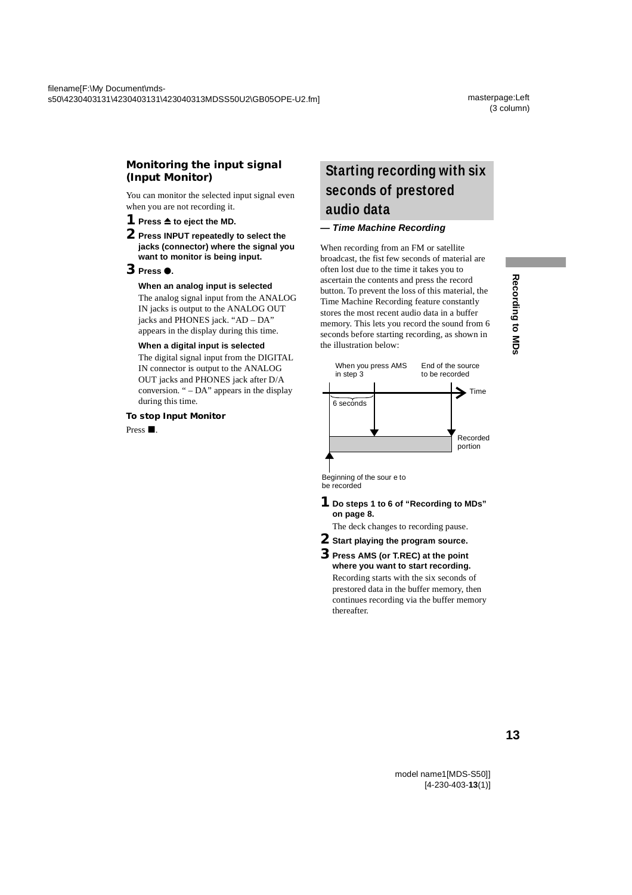### Monitoring the input signal (Input Monitor)

You can monitor the selected input signal even when you are not recording it.

**1** **Press ≜ to eject the MD.**

**2** **Press INPUT repeatedly to select the jacks (connector) where the signal you want to monitor is being input.**

**3** **Press ●.**

**When an analog input is selected**

The analog signal input from the ANALOG IN jacks is output to the ANALOG OUT jacks and PHONES jack. "AD – DA" appears in the display during this time.

**When a digital input is selected**

The digital signal input from the DIGITAL IN connector is output to the ANALOG OUT jacks and PHONES jack after D/A conversion. " – DA" appears in the display during this time.

**To stop Input Monitor**

Press ■.

## Starting recording with six seconds of prestored audio data

***— Time Machine Recording***

When recording from an FM or satellite broadcast, the fist few seconds of material are often lost due to the time it takes you to ascertain the contents and press the record button. To prevent the loss of this material, the Time Machine Recording feature constantly stores the most recent audio data in a buffer memory. This lets you record the sound from 6 seconds before starting recording, as shown in the illustration below:

When you press AMS in step 3

End of the source to be recorded

Time

6 seconds

Recorded portion

Beginning of the sour e to be recorded

**1** **Do steps 1 to 6 of "Recording to MDs" on page 8.**

The deck changes to recording pause.

**2** **Start playing the program source.**

**3** **Press AMS (or T.REC) at the point where you want to start recording.**

Recording starts with the six seconds of prestored data in the buffer memory, then continues recording via the buffer memory thereafter.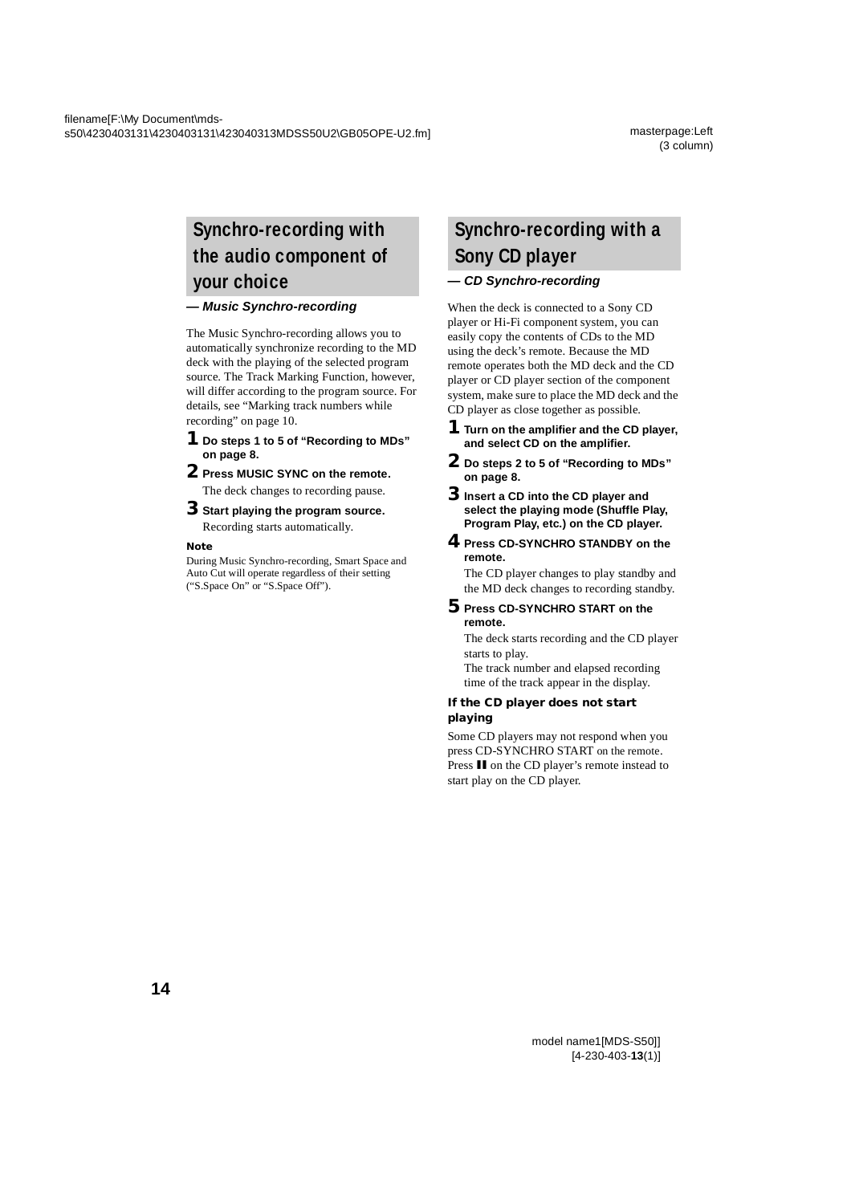## Synchro-recording with the audio component of your choice

***— Music Synchro-recording***

The Music Synchro-recording allows you to automatically synchronize recording to the MD deck with the playing of the selected program source. The Track Marking Function, however, will differ according to the program source. For details, see "Marking track numbers while recording" on page 10.

**1** **Do steps 1 to 5 of "Recording to MDs" on page 8.**

**2** **Press MUSIC SYNC on the remote.**
The deck changes to recording pause.

**3** **Start playing the program source.**
Recording starts automatically.

**Note**

During Music Synchro-recording, Smart Space and Auto Cut will operate regardless of their setting ("S.Space On" or "S.Space Off").

## Synchro-recording with a Sony CD player

***— CD Synchro-recording***

When the deck is connected to a Sony CD player or Hi-Fi component system, you can easily copy the contents of CDs to the MD using the deck's remote. Because the MD remote operates both the MD deck and the CD player or CD player section of the component system, make sure to place the MD deck and the CD player as close together as possible.

**1** **Turn on the amplifier and the CD player, and select CD on the amplifier.**

**2** **Do steps 2 to 5 of "Recording to MDs" on page 8.**

**3** **Insert a CD into the CD player and select the playing mode (Shuffle Play, Program Play, etc.) on the CD player.**

**4** **Press CD-SYNCHRO STANDBY on the remote.**
The CD player changes to play standby and the MD deck changes to recording standby.

**5** **Press CD-SYNCHRO START on the remote.**
The deck starts recording and the CD player starts to play.
The track number and elapsed recording time of the track appear in the display.

**If the CD player does not start playing**

Some CD players may not respond when you press CD-SYNCHRO START on the remote. Press ❚❚ on the CD player's remote instead to start play on the CD player.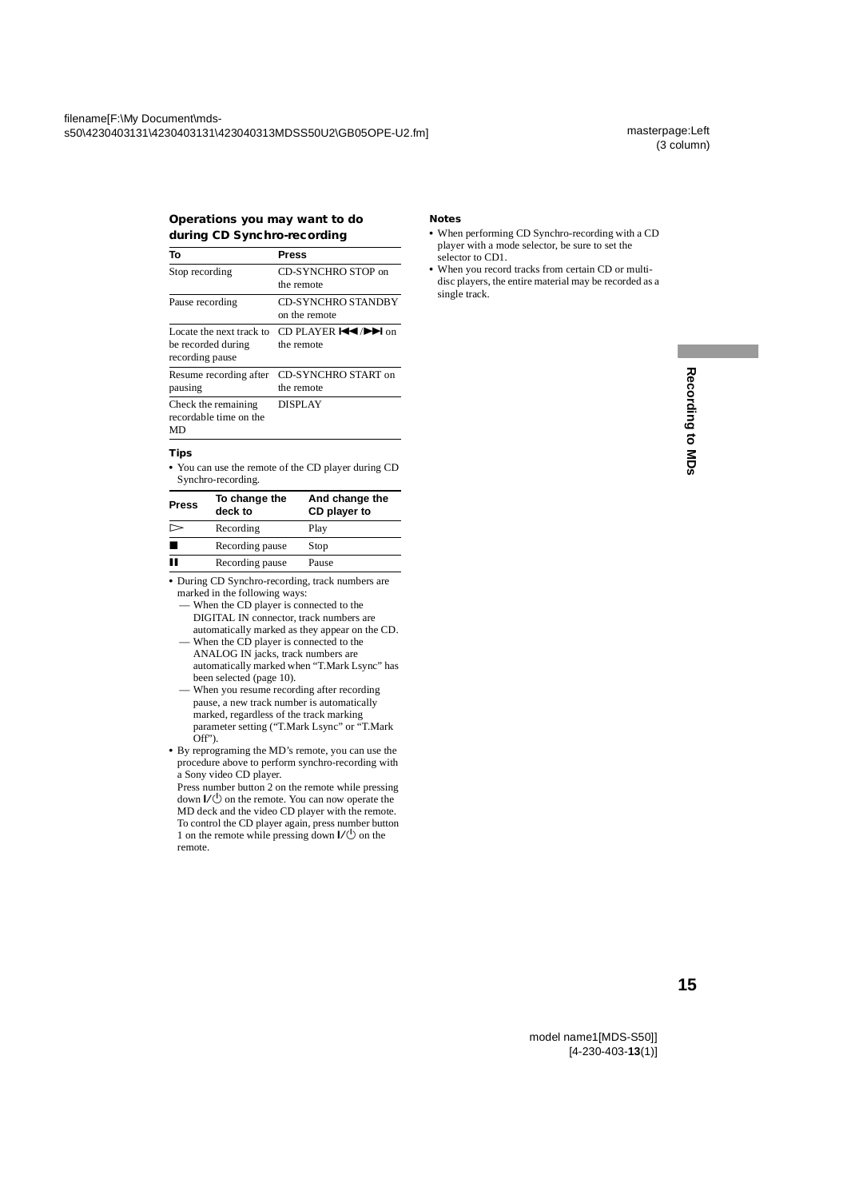### Operations you may want to do during CD Synchro-recording

| To | Press |
|---|---|
| Stop recording | CD-SYNCHRO STOP on the remote |
| Pause recording | CD-SYNCHRO STANDBY on the remote |
| Locate the next track to be recorded during recording pause | CD PLAYER ⏮/⏭ on the remote |
| Resume recording after pausing | CD-SYNCHRO START on the remote |
| Check the remaining recordable time on the MD | DISPLAY |

#### Tips

- You can use the remote of the CD player during CD Synchro-recording.

| Press | To change the deck to | And change the CD player to |
|---|---|---|
| ▷ | Recording | Play |
| ■ | Recording pause | Stop |
| ❚❚ | Recording pause | Pause |

- During CD Synchro-recording, track numbers are marked in the following ways:
  - — When the CD player is connected to the DIGITAL IN connector, track numbers are automatically marked as they appear on the CD.
  - — When the CD player is connected to the ANALOG IN jacks, track numbers are automatically marked when "T.Mark Lsync" has been selected (page 10).
  - — When you resume recording after recording pause, a new track number is automatically marked, regardless of the track marking parameter setting ("T.Mark Lsync" or "T.Mark Off").
- By reprograming the MD's remote, you can use the procedure above to perform synchro-recording with a Sony video CD player.
  Press number button 2 on the remote while pressing down I/⏻ on the remote. You can now operate the MD deck and the video CD player with the remote. To control the CD player again, press number button 1 on the remote while pressing down I/⏻ on the remote.

#### Notes

- When performing CD Synchro-recording with a CD player with a mode selector, be sure to set the selector to CD1.
- When you record tracks from certain CD or multi-disc players, the entire material may be recorded as a single track.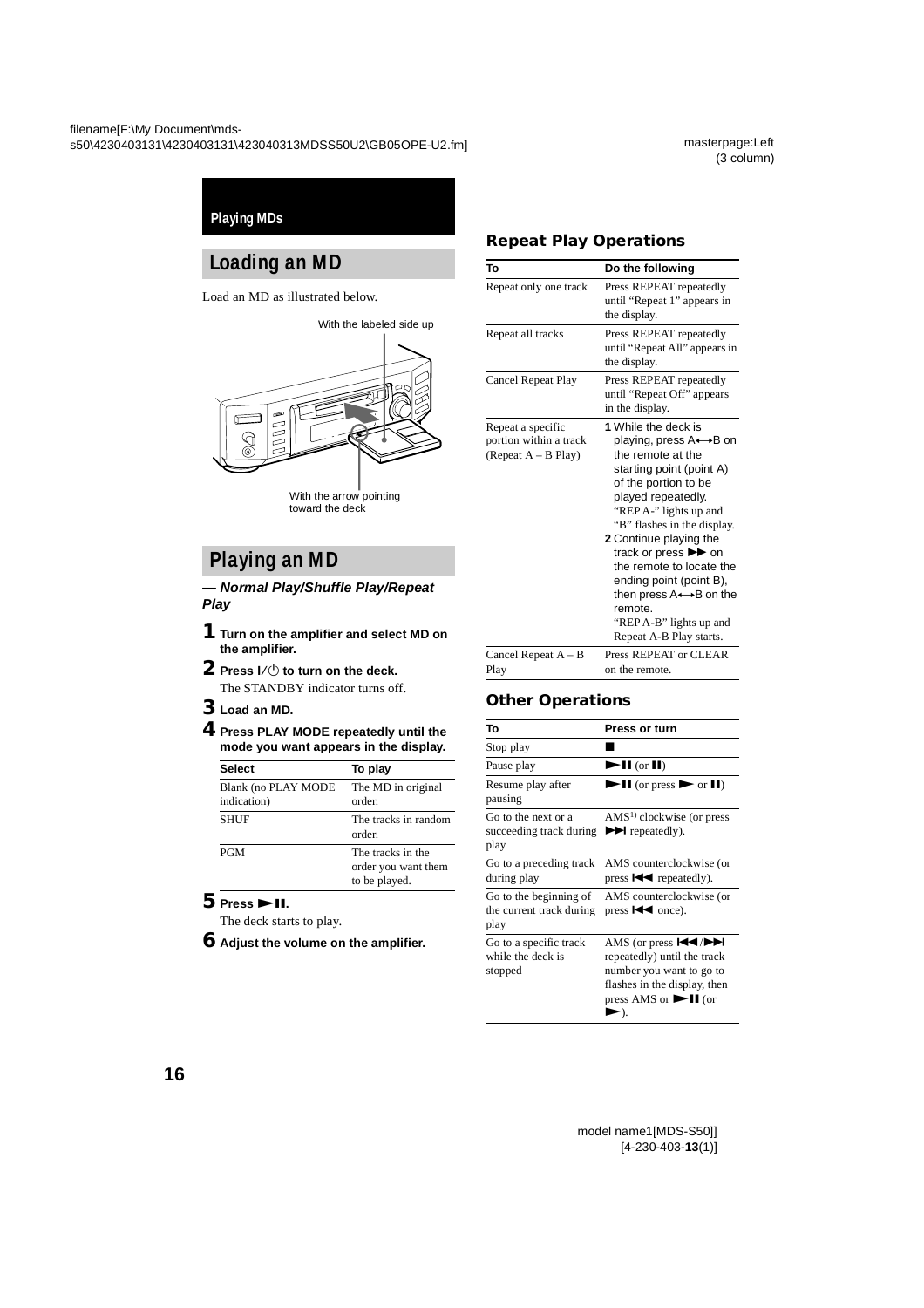Playing MDs

# Loading an MD

Load an MD as illustrated below.

With the labeled side up

With the arrow pointing toward the deck

# Playing an MD

***— Normal Play/Shuffle Play/Repeat Play***

**1 Turn on the amplifier and select MD on the amplifier.**

**2 Press I/⏻ to turn on the deck.**

The STANDBY indicator turns off.

**3 Load an MD.**

**4 Press PLAY MODE repeatedly until the mode you want appears in the display.**

| Select | To play |
|---|---|
| Blank (no PLAY MODE indication) | The MD in original order. |
| SHUF | The tracks in random order. |
| PGM | The tracks in the order you want them to be played. |

**5 Press ►II.**

The deck starts to play.

**6 Adjust the volume on the amplifier.**

## Repeat Play Operations

| To | Do the following |
|---|---|
| Repeat only one track | Press REPEAT repeatedly until "Repeat 1" appears in the display. |
| Repeat all tracks | Press REPEAT repeatedly until "Repeat All" appears in the display. |
| Cancel Repeat Play | Press REPEAT repeatedly until "Repeat Off" appears in the display. |
| Repeat a specific portion within a track (Repeat A – B Play) | **1** While the deck is playing, press A↔B on the remote at the starting point (point A) of the portion to be played repeatedly. "REP A-" lights up and "B" flashes in the display. **2** Continue playing the track or press ►► on the remote to locate the ending point (point B), then press A↔B on the remote. "REP A-B" lights up and Repeat A-B Play starts. |
| Cancel Repeat A – B Play | Press REPEAT or CLEAR on the remote. |

## Other Operations

| To | Press or turn |
|---|---|
| Stop play | ■ |
| Pause play | ►II (or II) |
| Resume play after pausing | ►II (or press ► or II) |
| Go to the next or a succeeding track during play | AMS[1] clockwise (or press ►►I repeatedly). |
| Go to a preceding track during play | AMS counterclockwise (or press I◄◄ repeatedly). |
| Go to the beginning of the current track during play | AMS counterclockwise (or press I◄◄ once). |
| Go to a specific track while the deck is stopped | AMS (or press I◄◄/►►I repeatedly) until the track number you want to go to flashes in the display, then press AMS or ►II (or ►). |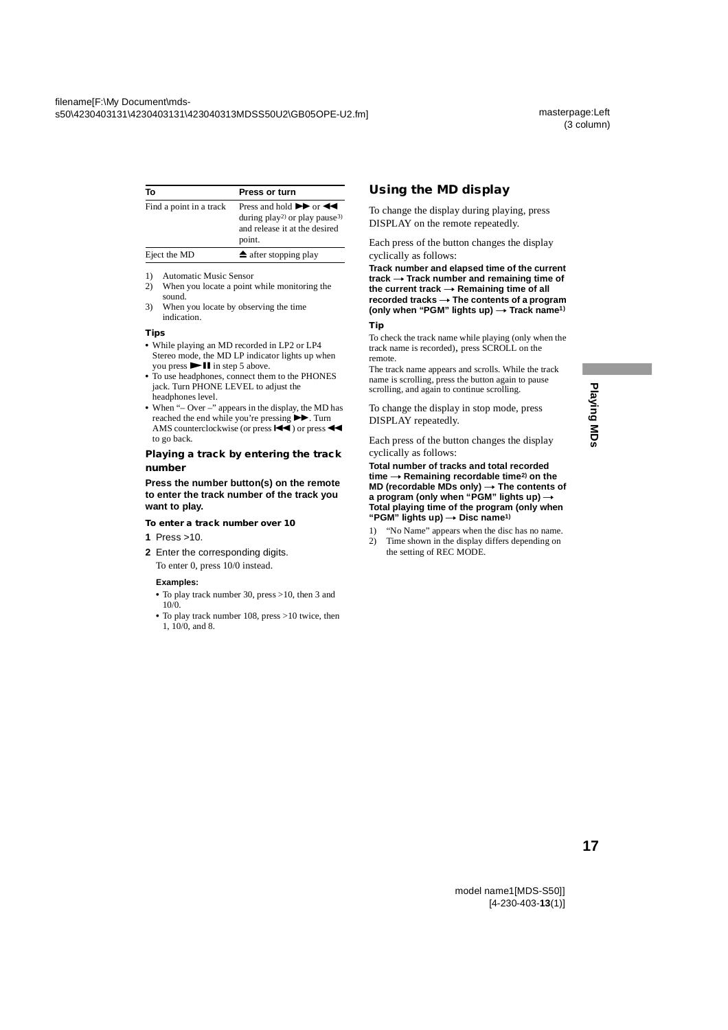| To | Press or turn |
|---|---|
| Find a point in a track | Press and hold ▶▶ or ◀◀ during play[2] or play pause[3] and release it at the desired point. |
| Eject the MD | ⏏ after stopping play |

1) Automatic Music Sensor
2) When you locate a point while monitoring the sound.
3) When you locate by observing the time indication.

**Tips**

- While playing an MD recorded in LP2 or LP4 Stereo mode, the MD LP indicator lights up when you press ▶❚❚ in step 5 above.
- To use headphones, connect them to the PHONES jack. Turn PHONE LEVEL to adjust the headphones level.
- When "– Over –" appears in the display, the MD has reached the end while you're pressing ▶▶. Turn AMS counterclockwise (or press ❙◀◀) or press ◀◀ to go back.

### Playing a track by entering the track number

**Press the number button(s) on the remote to enter the track number of the track you want to play.**

#### To enter a track number over 10

**1** Press >10.

**2** Enter the corresponding digits.

To enter 0, press 10/0 instead.

**Examples:**

- To play track number 30, press >10, then 3 and 10/0.
- To play track number 108, press >10 twice, then 1, 10/0, and 8.

## Using the MD display

To change the display during playing, press DISPLAY on the remote repeatedly.

Each press of the button changes the display cyclically as follows:

**Track number and elapsed time of the current track → Track number and remaining time of the current track → Remaining time of all recorded tracks → The contents of a program (only when "PGM" lights up) → Track name[1]**

**Tip**

To check the track name while playing (only when the track name is recorded), press SCROLL on the remote.
The track name appears and scrolls. While the track name is scrolling, press the button again to pause scrolling, and again to continue scrolling.

To change the display in stop mode, press DISPLAY repeatedly.

Each press of the button changes the display cyclically as follows:

**Total number of tracks and total recorded time → Remaining recordable time[2] on the MD (recordable MDs only) → The contents of a program (only when "PGM" lights up) → Total playing time of the program (only when "PGM" lights up) → Disc name[1]**

1) "No Name" appears when the disc has no name.
2) Time shown in the display differs depending on the setting of REC MODE.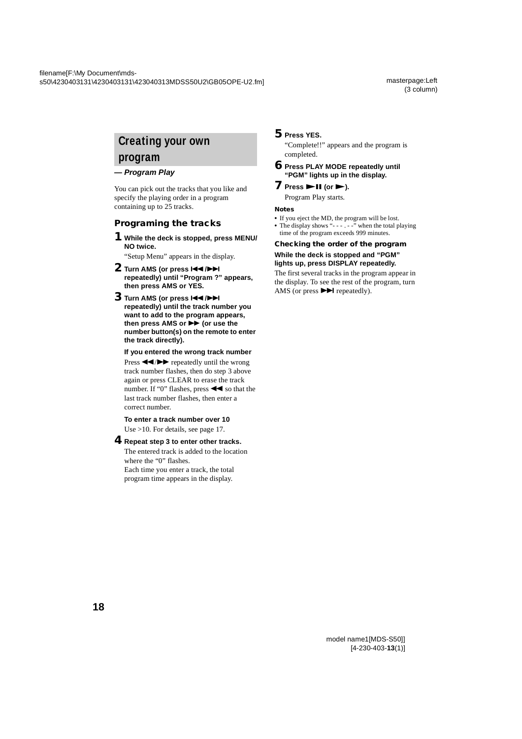## Creating your own program

***— Program Play***

You can pick out the tracks that you like and specify the playing order in a program containing up to 25 tracks.

### Programing the tracks

**1 While the deck is stopped, press MENU/NO twice.**

"Setup Menu" appears in the display.

**2 Turn AMS (or press ⏮/⏭ repeatedly) until "Program ?" appears, then press AMS or YES.**

**3 Turn AMS (or press ⏮/⏭ repeatedly) until the track number you want to add to the program appears, then press AMS or ⏩ (or use the number button(s) on the remote to enter the track directly).**

**If you entered the wrong track number**

Press ⏪/⏩ repeatedly until the wrong track number flashes, then do step 3 above again or press CLEAR to erase the track number. If "0" flashes, press ⏪ so that the last track number flashes, then enter a correct number.

**To enter a track number over 10**

Use >10. For details, see page 17.

**4 Repeat step 3 to enter other tracks.**

The entered track is added to the location where the "0" flashes.
Each time you enter a track, the total program time appears in the display.

**5 Press YES.**

"Complete!!" appears and the program is completed.

**6 Press PLAY MODE repeatedly until "PGM" lights up in the display.**

**7 Press ▶⏸ (or ▶).**

Program Play starts.

**Notes**

- If you eject the MD, the program will be lost.
- The display shows "- - - . - -" when the total playing time of the program exceeds 999 minutes.

**Checking the order of the program**

**While the deck is stopped and "PGM" lights up, press DISPLAY repeatedly.**

The first several tracks in the program appear in the display. To see the rest of the program, turn AMS (or press ⏭ repeatedly).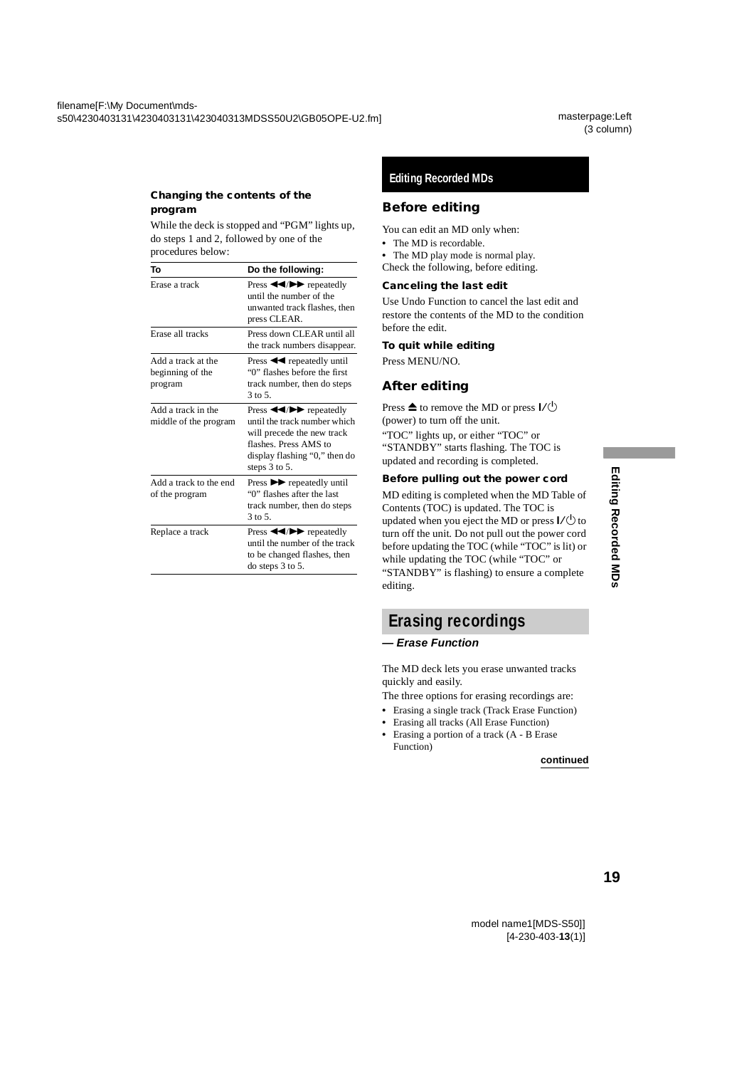**Changing the contents of the program**

While the deck is stopped and "PGM" lights up, do steps 1 and 2, followed by one of the procedures below:

| To | Do the following: |
| --- | --- |
| Erase a track | Press ◀◀/▶▶ repeatedly until the number of the unwanted track flashes, then press CLEAR. |
| Erase all tracks | Press down CLEAR until all the track numbers disappear. |
| Add a track at the beginning of the program | Press ◀◀ repeatedly until "0" flashes before the first track number, then do steps 3 to 5. |
| Add a track in the middle of the program | Press ◀◀/▶▶ repeatedly until the track number which will precede the new track flashes. Press AMS to display flashing "0," then do steps 3 to 5. |
| Add a track to the end of the program | Press ▶▶ repeatedly until "0" flashes after the last track number, then do steps 3 to 5. |
| Replace a track | Press ◀◀/▶▶ repeatedly until the number of the track to be changed flashes, then do steps 3 to 5. |

# Editing Recorded MDs

## Before editing

You can edit an MD only when:
- The MD is recordable.
- The MD play mode is normal play.

Check the following, before editing.

**Canceling the last edit**

Use Undo Function to cancel the last edit and restore the contents of the MD to the condition before the edit.

**To quit while editing**

Press MENU/NO.

## After editing

Press ⏏ to remove the MD or press I/⏻ (power) to turn off the unit.

"TOC" lights up, or either "TOC" or "STANDBY" starts flashing. The TOC is updated and recording is completed.

**Before pulling out the power cord**

MD editing is completed when the MD Table of Contents (TOC) is updated. The TOC is updated when you eject the MD or press I/⏻ to turn off the unit. Do not pull out the power cord before updating the TOC (while "TOC" is lit) or while updating the TOC (while "TOC" or "STANDBY" is flashing) to ensure a complete editing.

## Erasing recordings

***— Erase Function***

The MD deck lets you erase unwanted tracks quickly and easily.

The three options for erasing recordings are:
- Erasing a single track (Track Erase Function)
- Erasing all tracks (All Erase Function)
- Erasing a portion of a track (A - B Erase Function)

**continued**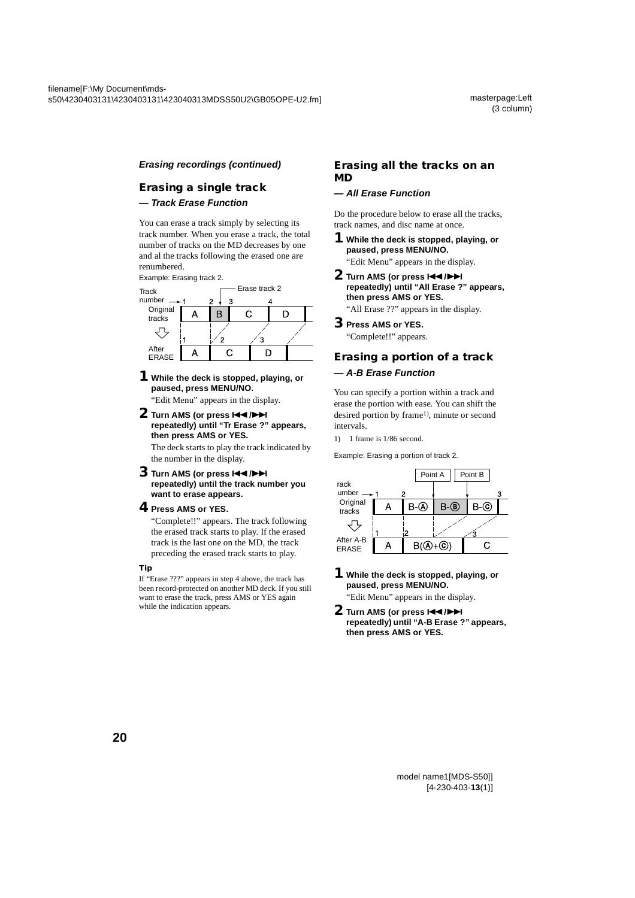*Erasing recordings (continued)*

## Erasing a single track

***— Track Erase Function***

You can erase a track simply by selecting its track number. When you erase a track, the total number of tracks on the MD decreases by one and al the tracks following the erased one are renumbered.

Example: Erasing track 2.

| Track number | 1 | 2 | 3 | 4 |
|---|---|---|---|---|
| Original tracks | A | B (Erase track 2) | C | D |
| After ERASE | A | C | D | |

**1 While the deck is stopped, playing, or paused, press MENU/NO.**

"Edit Menu" appears in the display.

**2 Turn AMS (or press ⏮/⏭ repeatedly) until "Tr Erase ?" appears, then press AMS or YES.**

The deck starts to play the track indicated by the number in the display.

**3 Turn AMS (or press ⏮/⏭ repeatedly) until the track number you want to erase appears.**

**4 Press AMS or YES.**

"Complete!!" appears. The track following the erased track starts to play. If the erased track is the last one on the MD, the track preceding the erased track starts to play.

**Tip**

If "Erase ???" appears in step 4 above, the track has been record-protected on another MD deck. If you still want to erase the track, press AMS or YES again while the indication appears.

## Erasing all the tracks on an MD

***— All Erase Function***

Do the procedure below to erase all the tracks, track names, and disc name at once.

**1 While the deck is stopped, playing, or paused, press MENU/NO.**

"Edit Menu" appears in the display.

**2 Turn AMS (or press ⏮/⏭ repeatedly) until "All Erase ?" appears, then press AMS or YES.**

"All Erase ??" appears in the display.

**3 Press AMS or YES.**

"Complete!!" appears.

## Erasing a portion of a track

***— A-B Erase Function***

You can specify a portion within a track and erase the portion with ease. You can shift the desired portion by frame[1)], minute or second intervals.

1) 1 frame is 1/86 second.

Example: Erasing a portion of track 2.

| rack umber | 1 | 2 | | | 3 |
|---|---|---|---|---|---|
| Original tracks | A | B-Ⓐ | B-Ⓑ (Point A – Point B) | B-Ⓒ | |
| After A-B ERASE | A | B(Ⓐ+Ⓒ) | | C | |

**1 While the deck is stopped, playing, or paused, press MENU/NO.**

"Edit Menu" appears in the display.

**2 Turn AMS (or press ⏮/⏭ repeatedly) until "A-B Erase ?" appears, then press AMS or YES.**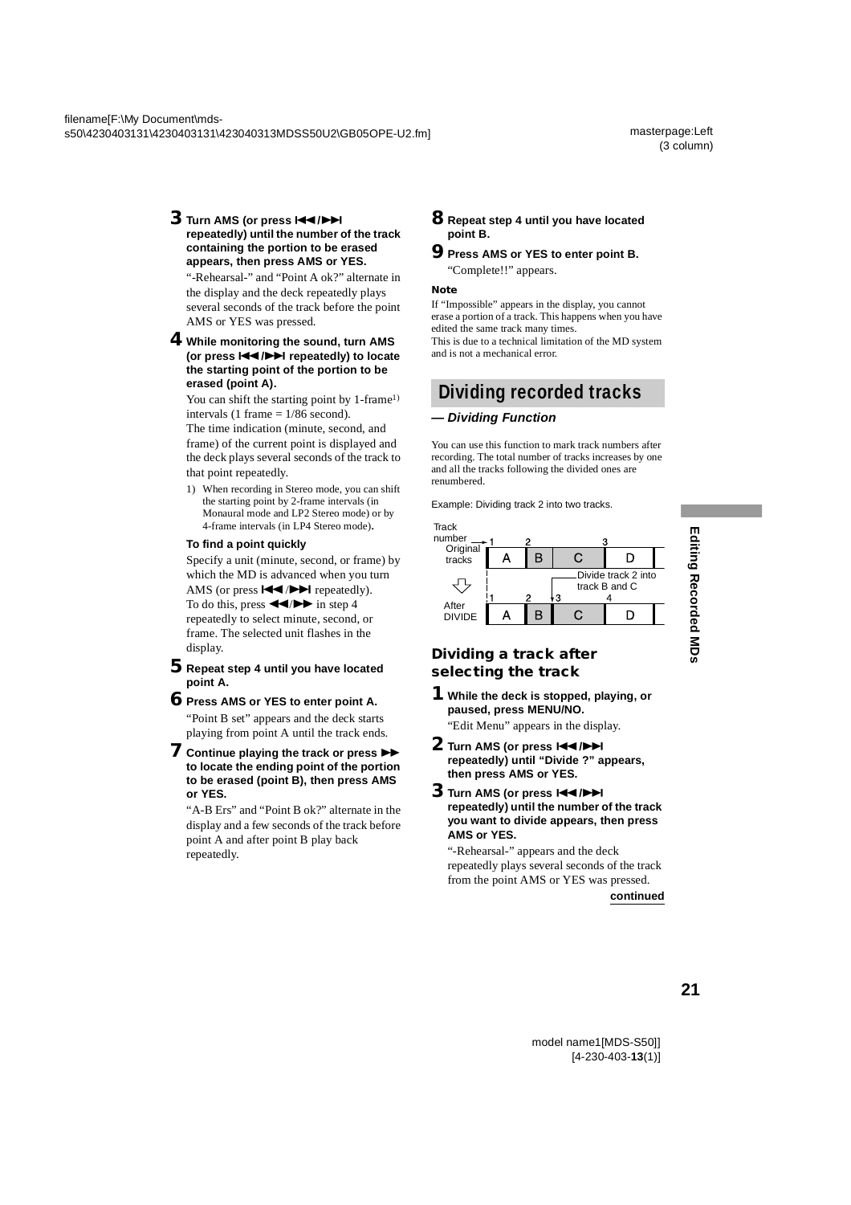**3** **Turn AMS (or press ⏮/⏭ repeatedly) until the number of the track containing the portion to be erased appears, then press AMS or YES.**

"-Rehearsal-" and "Point A ok?" alternate in the display and the deck repeatedly plays several seconds of the track before the point AMS or YES was pressed.

**4** **While monitoring the sound, turn AMS (or press ⏮/⏭ repeatedly) to locate the starting point of the portion to be erased (point A).**

You can shift the starting point by 1-frame[1] intervals (1 frame = 1/86 second).
The time indication (minute, second, and frame) of the current point is displayed and the deck plays several seconds of the track to that point repeatedly.

1) When recording in Stereo mode, you can shift the starting point by 2-frame intervals (in Monaural mode and LP2 Stereo mode) or by 4-frame intervals (in LP4 Stereo mode).

**To find a point quickly**

Specify a unit (minute, second, or frame) by which the MD is advanced when you turn AMS (or press ⏮/⏭ repeatedly).
To do this, press ◀◀/▶▶ in step 4 repeatedly to select minute, second, or frame. The selected unit flashes in the display.

**5** **Repeat step 4 until you have located point A.**

**6** **Press AMS or YES to enter point A.**

"Point B set" appears and the deck starts playing from point A until the track ends.

**7** **Continue playing the track or press ▶▶ to locate the ending point of the portion to be erased (point B), then press AMS or YES.**

"A-B Ers" and "Point B ok?" alternate in the display and a few seconds of the track before point A and after point B play back repeatedly.

**8** **Repeat step 4 until you have located point B.**

**9** **Press AMS or YES to enter point B.**

"Complete!!" appears.

**Note**

If "Impossible" appears in the display, you cannot erase a portion of a track. This happens when you have edited the same track many times.
This is due to a technical limitation of the MD system and is not a mechanical error.

## Dividing recorded tracks

***— Dividing Function***

You can use this function to mark track numbers after recording. The total number of tracks increases by one and all the tracks following the divided ones are renumbered.

Example: Dividing track 2 into two tracks.

| Track number | 1 | 2 | | 3 |
|---|---|---|---|---|
| Original tracks | A | B | C | D |
| After DIVIDE | 1 | 2 | 3 | 4 |
| | A | B | C | D |

Divide track 2 into track B and C

### Dividing a track after selecting the track

**1** **While the deck is stopped, playing, or paused, press MENU/NO.**

"Edit Menu" appears in the display.

**2** **Turn AMS (or press ⏮/⏭ repeatedly) until "Divide ?" appears, then press AMS or YES.**

**3** **Turn AMS (or press ⏮/⏭ repeatedly) until the number of the track you want to divide appears, then press AMS or YES.**

"-Rehearsal-" appears and the deck repeatedly plays several seconds of the track from the point AMS or YES was pressed.

**continued**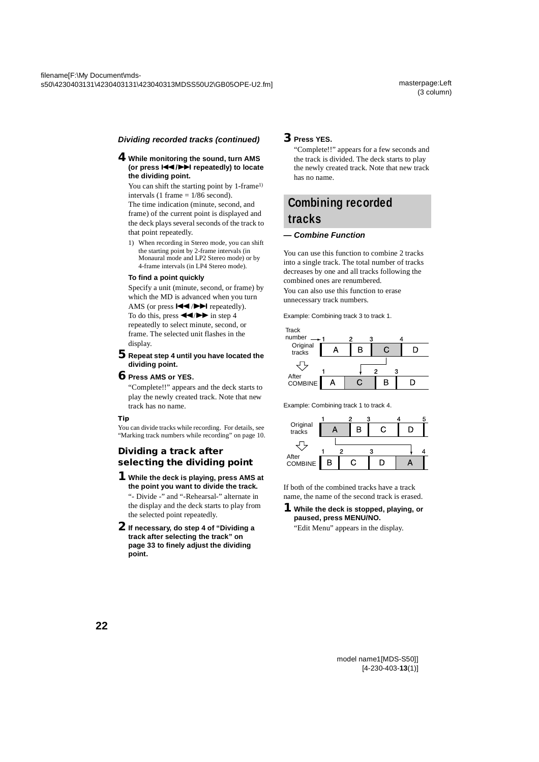### *Dividing recorded tracks (continued)*

**4 While monitoring the sound, turn AMS (or press ⏮/⏭ repeatedly) to locate the dividing point.**

You can shift the starting point by 1-frame[1] intervals (1 frame = 1/86 second).
The time indication (minute, second, and frame) of the current point is displayed and the deck plays several seconds of the track to that point repeatedly.

1) When recording in Stereo mode, you can shift the starting point by 2-frame intervals (in Monaural mode and LP2 Stereo mode) or by 4-frame intervals (in LP4 Stereo mode).

**To find a point quickly**

Specify a unit (minute, second, or frame) by which the MD is advanced when you turn AMS (or press ⏮/⏭ repeatedly).
To do this, press ◀◀/▶▶ in step 4 repeatedly to select minute, second, or frame. The selected unit flashes in the display.

**5 Repeat step 4 until you have located the dividing point.**

**6 Press AMS or YES.**

"Complete!!" appears and the deck starts to play the newly created track. Note that new track has no name.

**Tip**

You can divide tracks while recording. For details, see "Marking track numbers while recording" on page 10.

### Dividing a track after selecting the dividing point

**1 While the deck is playing, press AMS at the point you want to divide the track.**

"- Divide -" and "-Rehearsal-" alternate in the display and the deck starts to play from the selected point repeatedly.

**2 If necessary, do step 4 of "Dividing a track after selecting the track" on page 33 to finely adjust the dividing point.**

**3 Press YES.**

"Complete!!" appears for a few seconds and the track is divided. The deck starts to play the newly created track. Note that new track has no name.

## Combining recorded tracks

### *— Combine Function*

You can use this function to combine 2 tracks into a single track. The total number of tracks decreases by one and all tracks following the combined ones are renumbered.
You can also use this function to erase unnecessary track numbers.

Example: Combining track 3 to track 1.

| Track number | 1 | 2 | 3 | 4 |
|---|---|---|---|---|
| Original tracks | A | B | C | D |

| Track number | 1 | | 2 | 3 |
|---|---|---|---|---|
| After COMBINE | A | C | B | D |

Example: Combining track 1 to track 4.

| Track number | 1 | 2 | 3 | 4 | 5 |
|---|---|---|---|---|---|
| Original tracks | A | B | C | D | |

| Track number | 1 | 2 | 3 | | 4 |
|---|---|---|---|---|---|
| After COMBINE | B | C | D | A | |

If both of the combined tracks have a track name, the name of the second track is erased.

**1 While the deck is stopped, playing, or paused, press MENU/NO.**

"Edit Menu" appears in the display.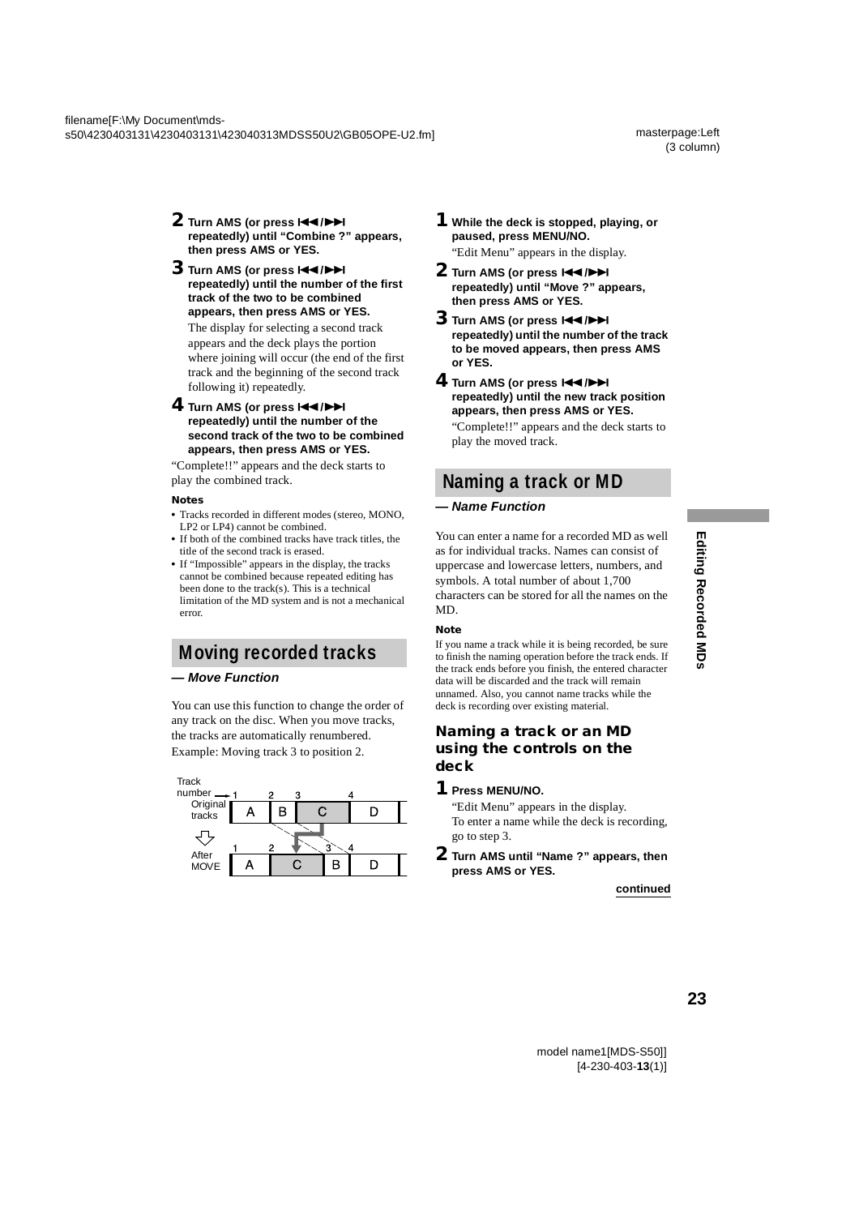**2 Turn AMS (or press ⏮/⏭ repeatedly) until "Combine ?" appears, then press AMS or YES.**

**3 Turn AMS (or press ⏮/⏭ repeatedly) until the number of the first track of the two to be combined appears, then press AMS or YES.**

The display for selecting a second track appears and the deck plays the portion where joining will occur (the end of the first track and the beginning of the second track following it) repeatedly.

**4 Turn AMS (or press ⏮/⏭ repeatedly) until the number of the second track of the two to be combined appears, then press AMS or YES.**

"Complete!!" appears and the deck starts to play the combined track.

**Notes**

- Tracks recorded in different modes (stereo, MONO, LP2 or LP4) cannot be combined.
- If both of the combined tracks have track titles, the title of the second track is erased.
- If "Impossible" appears in the display, the tracks cannot be combined because repeated editing has been done to the track(s). This is a technical limitation of the MD system and is not a mechanical error.

## Moving recorded tracks

***— Move Function***

You can use this function to change the order of any track on the disc. When you move tracks, the tracks are automatically renumbered.

Example: Moving track 3 to position 2.

| Track number | 1 | 2 | 3 | 4 |
|---|---|---|---|---|
| Original tracks | A | B | C | D |
| After MOVE | A | C | B | D |

**1 While the deck is stopped, playing, or paused, press MENU/NO.**

"Edit Menu" appears in the display.

**2 Turn AMS (or press ⏮/⏭ repeatedly) until "Move ?" appears, then press AMS or YES.**

**3 Turn AMS (or press ⏮/⏭ repeatedly) until the number of the track to be moved appears, then press AMS or YES.**

**4 Turn AMS (or press ⏮/⏭ repeatedly) until the new track position appears, then press AMS or YES.**

"Complete!!" appears and the deck starts to play the moved track.

## Naming a track or MD

***— Name Function***

You can enter a name for a recorded MD as well as for individual tracks. Names can consist of uppercase and lowercase letters, numbers, and symbols. A total number of about 1,700 characters can be stored for all the names on the MD.

**Note**

If you name a track while it is being recorded, be sure to finish the naming operation before the track ends. If the track ends before you finish, the entered character data will be discarded and the track will remain unnamed. Also, you cannot name tracks while the deck is recording over existing material.

### Naming a track or an MD using the controls on the deck

**1 Press MENU/NO.**

"Edit Menu" appears in the display.

To enter a name while the deck is recording, go to step 3.

**2 Turn AMS until "Name ?" appears, then press AMS or YES.**

**continued**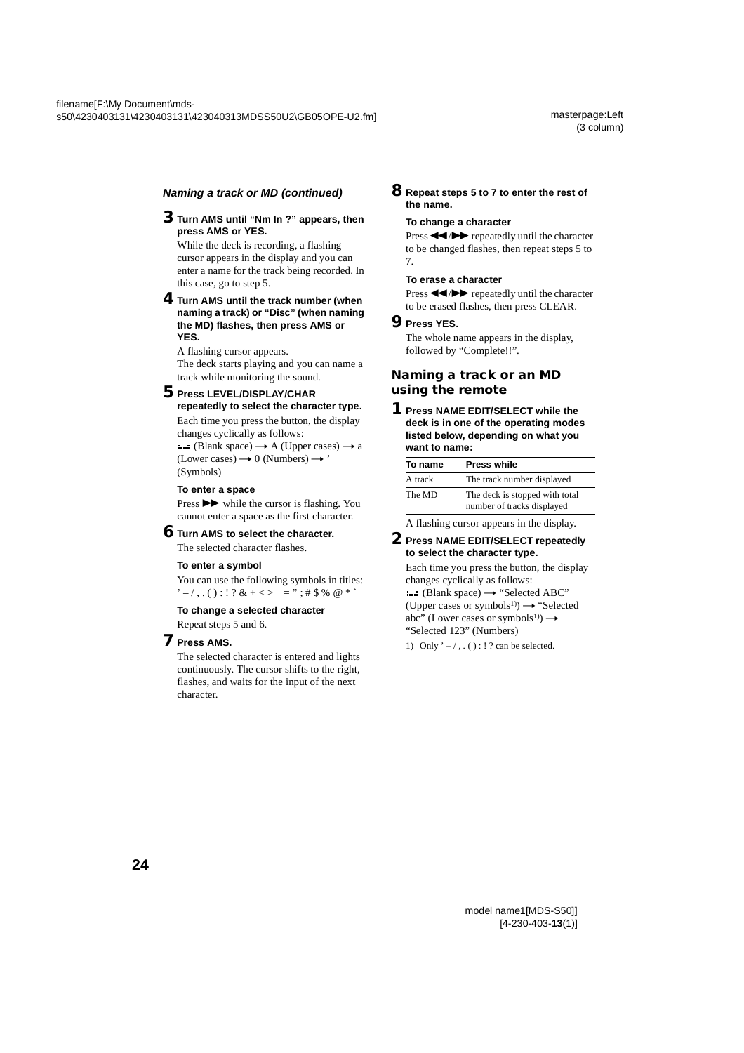*Naming a track or MD (continued)*

**3 Turn AMS until "Nm In ?" appears, then press AMS or YES.**

While the deck is recording, a flashing cursor appears in the display and you can enter a name for the track being recorded. In this case, go to step 5.

**4 Turn AMS until the track number (when naming a track) or "Disc" (when naming the MD) flashes, then press AMS or YES.**

A flashing cursor appears.
The deck starts playing and you can name a track while monitoring the sound.

**5 Press LEVEL/DISPLAY/CHAR repeatedly to select the character type.**

Each time you press the button, the display changes cyclically as follows:
(Blank space) → A (Upper cases) → a (Lower cases) → 0 (Numbers) → ' (Symbols)

**To enter a space**

Press ▶▶ while the cursor is flashing. You cannot enter a space as the first character.

**6 Turn AMS to select the character.**

The selected character flashes.

**To enter a symbol**

You can use the following symbols in titles:
' – / , . ( ) : ! ? & + < > _ = " ; # $ % @ * `

**To change a selected character**

Repeat steps 5 and 6.

**7 Press AMS.**

The selected character is entered and lights continuously. The cursor shifts to the right, flashes, and waits for the input of the next character.

**8 Repeat steps 5 to 7 to enter the rest of the name.**

**To change a character**

Press ◀◀/▶▶ repeatedly until the character to be changed flashes, then repeat steps 5 to 7.

**To erase a character**

Press ◀◀/▶▶ repeatedly until the character to be erased flashes, then press CLEAR.

**9 Press YES.**

The whole name appears in the display, followed by "Complete!!".

## Naming a track or an MD using the remote

**1 Press NAME EDIT/SELECT while the deck is in one of the operating modes listed below, depending on what you want to name:**

| To name | Press while |
|---|---|
| A track | The track number displayed |
| The MD | The deck is stopped with total number of tracks displayed |

A flashing cursor appears in the display.

**2 Press NAME EDIT/SELECT repeatedly to select the character type.**

Each time you press the button, the display changes cyclically as follows:
(Blank space) → "Selected ABC" (Upper cases or symbols[1]) → "Selected abc" (Lower cases or symbols[1]) → "Selected 123" (Numbers)

1) Only ' – / , . ( ) : ! ? can be selected.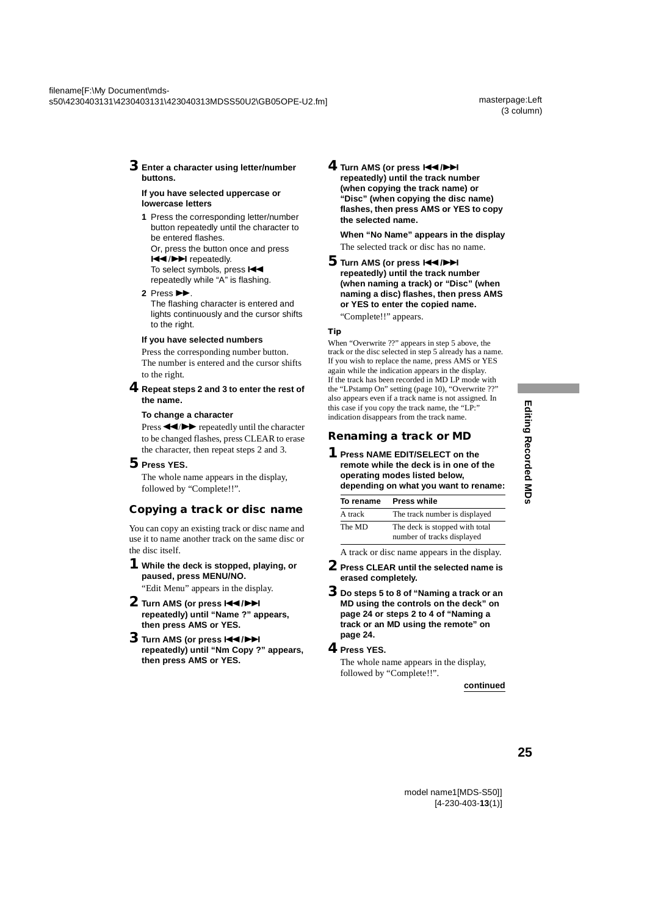**3** **Enter a character using letter/number buttons.**

**If you have selected uppercase or lowercase letters**

1. Press the corresponding letter/number button repeatedly until the character to be entered flashes.
   Or, press the button once and press ⏮/⏭ repeatedly.
   To select symbols, press ⏮ repeatedly while "A" is flashing.
2. Press ▶▶.
   The flashing character is entered and lights continuously and the cursor shifts to the right.

**If you have selected numbers**

Press the corresponding number button. The number is entered and the cursor shifts to the right.

**4** **Repeat steps 2 and 3 to enter the rest of the name.**

**To change a character**

Press ◀◀/▶▶ repeatedly until the character to be changed flashes, press CLEAR to erase the character, then repeat steps 2 and 3.

**5** **Press YES.**

The whole name appears in the display, followed by "Complete!!".

## Copying a track or disc name

You can copy an existing track or disc name and use it to name another track on the same disc or the disc itself.

**1** **While the deck is stopped, playing, or paused, press MENU/NO.**

"Edit Menu" appears in the display.

**2** **Turn AMS (or press ⏮/⏭ repeatedly) until "Name ?" appears, then press AMS or YES.**

**3** **Turn AMS (or press ⏮/⏭ repeatedly) until "Nm Copy ?" appears, then press AMS or YES.**

**4** **Turn AMS (or press ⏮/⏭ repeatedly) until the track number (when copying the track name) or "Disc" (when copying the disc name) flashes, then press AMS or YES to copy the selected name.**

**When "No Name" appears in the display**

The selected track or disc has no name.

**5** **Turn AMS (or press ⏮/⏭ repeatedly) until the track number (when naming a track) or "Disc" (when naming a disc) flashes, then press AMS or YES to enter the copied name.**

"Complete!!" appears.

**Tip**

When "Overwrite ??" appears in step 5 above, the track or the disc selected in step 5 already has a name. If you wish to replace the name, press AMS or YES again while the indication appears in the display.
If the track has been recorded in MD LP mode with the "LPstamp On" setting (page 10), "Overwrite ??" also appears even if a track name is not assigned. In this case if you copy the track name, the "LP:" indication disappears from the track name.

## Renaming a track or MD

**1** **Press NAME EDIT/SELECT on the remote while the deck is in one of the operating modes listed below, depending on what you want to rename:**

| To rename | Press while |
|---|---|
| A track | The track number is displayed |
| The MD | The deck is stopped with total number of tracks displayed |

A track or disc name appears in the display.

**2** **Press CLEAR until the selected name is erased completely.**

**3** **Do steps 5 to 8 of "Naming a track or an MD using the controls on the deck" on page 24 or steps 2 to 4 of "Naming a track or an MD using the remote" on page 24.**

**4** **Press YES.**

The whole name appears in the display, followed by "Complete!!".

**continued**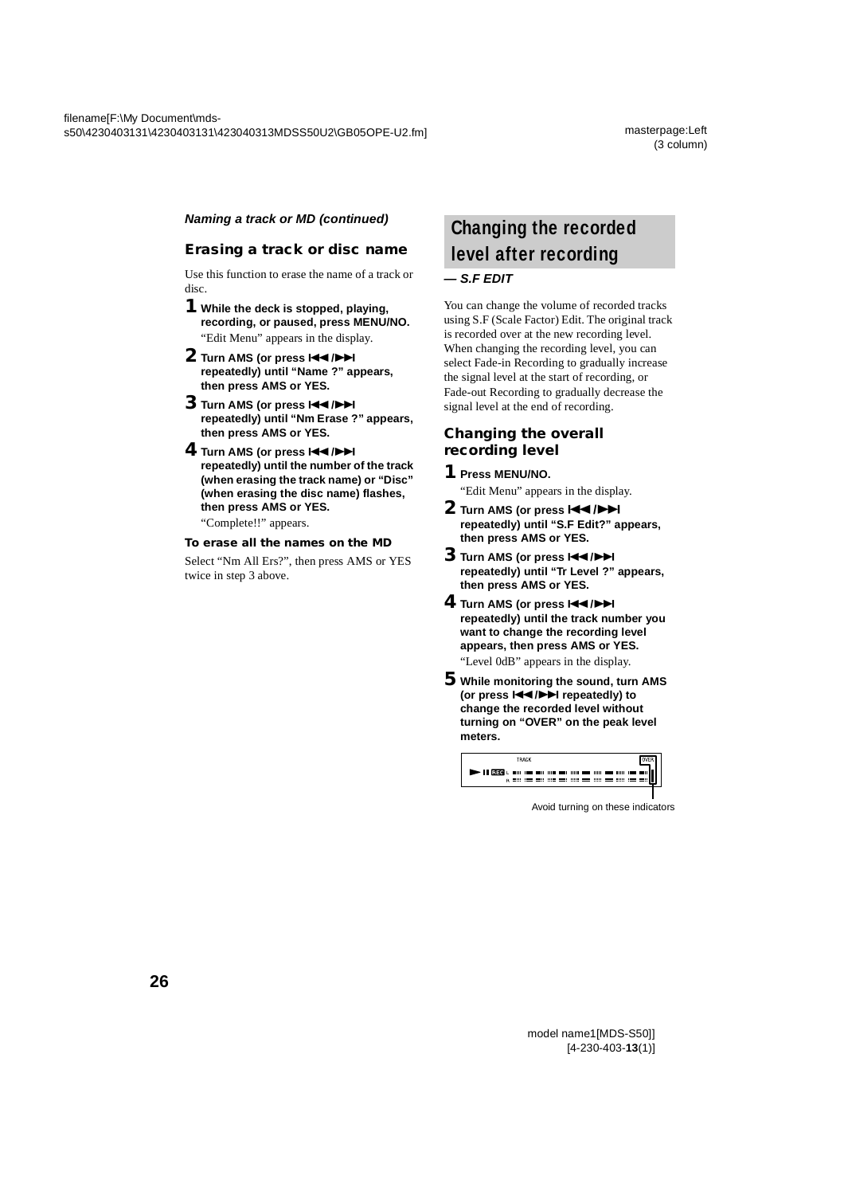*Naming a track or MD (continued)*

### Erasing a track or disc name

Use this function to erase the name of a track or disc.

**1** **While the deck is stopped, playing, recording, or paused, press MENU/NO.**
"Edit Menu" appears in the display.

**2** **Turn AMS (or press ⏮/⏭ repeatedly) until "Name ?" appears, then press AMS or YES.**

**3** **Turn AMS (or press ⏮/⏭ repeatedly) until "Nm Erase ?" appears, then press AMS or YES.**

**4** **Turn AMS (or press ⏮/⏭ repeatedly) until the number of the track (when erasing the track name) or "Disc" (when erasing the disc name) flashes, then press AMS or YES.**
"Complete!!" appears.

#### To erase all the names on the MD

Select "Nm All Ers?", then press AMS or YES twice in step 3 above.

## Changing the recorded level after recording

***— S.F EDIT***

You can change the volume of recorded tracks using S.F (Scale Factor) Edit. The original track is recorded over at the new recording level. When changing the recording level, you can select Fade-in Recording to gradually increase the signal level at the start of recording, or Fade-out Recording to gradually decrease the signal level at the end of recording.

### Changing the overall recording level

**1** **Press MENU/NO.**
"Edit Menu" appears in the display.

**2** **Turn AMS (or press ⏮/⏭ repeatedly) until "S.F Edit?" appears, then press AMS or YES.**

**3** **Turn AMS (or press ⏮/⏭ repeatedly) until "Tr Level ?" appears, then press AMS or YES.**

**4** **Turn AMS (or press ⏮/⏭ repeatedly) until the track number you want to change the recording level appears, then press AMS or YES.**
"Level 0dB" appears in the display.

**5** **While monitoring the sound, turn AMS (or press ⏮/⏭ repeatedly) to change the recorded level without turning on "OVER" on the peak level meters.**

Avoid turning on these indicators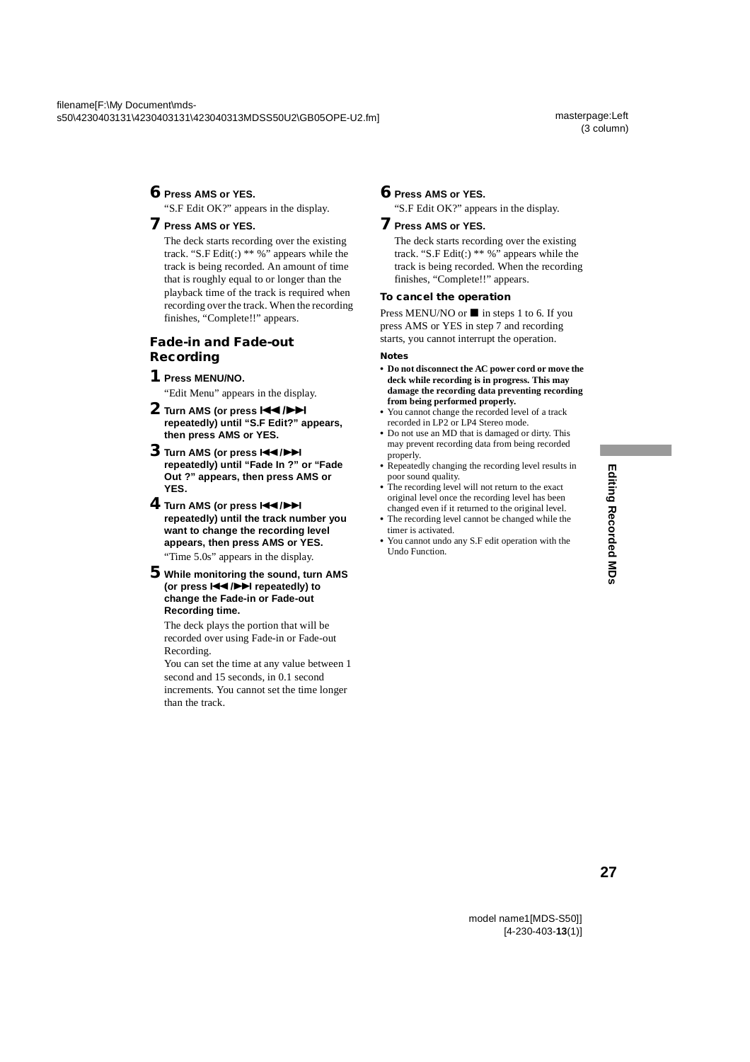6 **Press AMS or YES.**

"S.F Edit OK?" appears in the display.

7 **Press AMS or YES.**

The deck starts recording over the existing track. "S.F Edit(:) ** %" appears while the track is being recorded. An amount of time that is roughly equal to or longer than the playback time of the track is required when recording over the track. When the recording finishes, "Complete!!" appears.

## Fade-in and Fade-out Recording

1 **Press MENU/NO.**

"Edit Menu" appears in the display.

2 **Turn AMS (or press ⏮/⏭ repeatedly) until "S.F Edit?" appears, then press AMS or YES.**

3 **Turn AMS (or press ⏮/⏭ repeatedly) until "Fade In ?" or "Fade Out ?" appears, then press AMS or YES.**

4 **Turn AMS (or press ⏮/⏭ repeatedly) until the track number you want to change the recording level appears, then press AMS or YES.**

"Time 5.0s" appears in the display.

5 **While monitoring the sound, turn AMS (or press ⏮/⏭ repeatedly) to change the Fade-in or Fade-out Recording time.**

The deck plays the portion that will be recorded over using Fade-in or Fade-out Recording.

You can set the time at any value between 1 second and 15 seconds, in 0.1 second increments. You cannot set the time longer than the track.

6 **Press AMS or YES.**

"S.F Edit OK?" appears in the display.

7 **Press AMS or YES.**

The deck starts recording over the existing track. "S.F Edit(:) ** %" appears while the track is being recorded. When the recording finishes, "Complete!!" appears.

### To cancel the operation

Press MENU/NO or ■ in steps 1 to 6. If you press AMS or YES in step 7 and recording starts, you cannot interrupt the operation.

### Notes

- **Do not disconnect the AC power cord or move the deck while recording is in progress. This may damage the recording data preventing recording from being performed properly.**
- You cannot change the recorded level of a track recorded in LP2 or LP4 Stereo mode.
- Do not use an MD that is damaged or dirty. This may prevent recording data from being recorded properly.
- Repeatedly changing the recording level results in poor sound quality.
- The recording level will not return to the exact original level once the recording level has been changed even if it returned to the original level.
- The recording level cannot be changed while the timer is activated.
- You cannot undo any S.F edit operation with the Undo Function.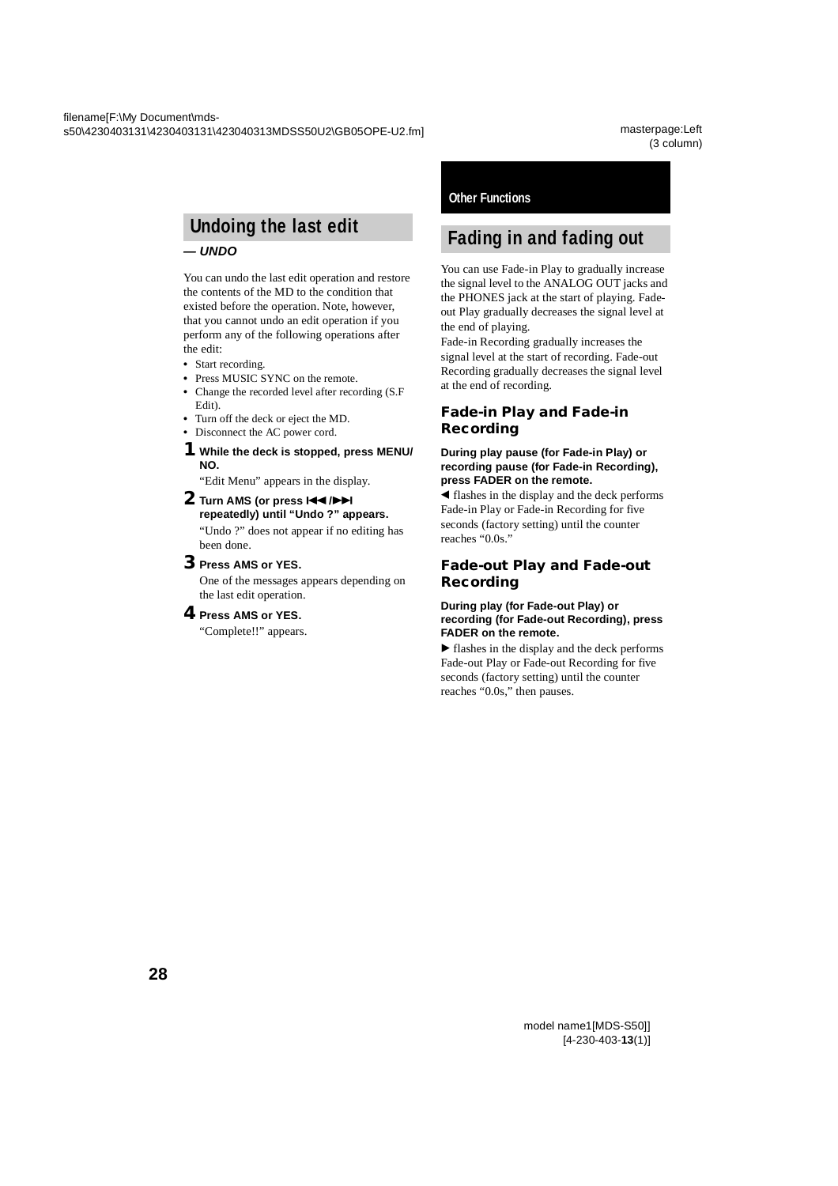## Undoing the last edit

***— UNDO***

You can undo the last edit operation and restore the contents of the MD to the condition that existed before the operation. Note, however, that you cannot undo an edit operation if you perform any of the following operations after the edit:

- Start recording.
- Press MUSIC SYNC on the remote.
- Change the recorded level after recording (S.F Edit).
- Turn off the deck or eject the MD.
- Disconnect the AC power cord.

**1 While the deck is stopped, press MENU/NO.**

"Edit Menu" appears in the display.

**2 Turn AMS (or press ⏮/⏭ repeatedly) until "Undo ?" appears.**

"Undo ?" does not appear if no editing has been done.

**3 Press AMS or YES.**

One of the messages appears depending on the last edit operation.

**4 Press AMS or YES.**

"Complete!!" appears.

**Other Functions**

## Fading in and fading out

You can use Fade-in Play to gradually increase the signal level to the ANALOG OUT jacks and the PHONES jack at the start of playing. Fade-out Play gradually decreases the signal level at the end of playing.
Fade-in Recording gradually increases the signal level at the start of recording. Fade-out Recording gradually decreases the signal level at the end of recording.

### Fade-in Play and Fade-in Recording

**During play pause (for Fade-in Play) or recording pause (for Fade-in Recording), press FADER on the remote.**

◀ flashes in the display and the deck performs Fade-in Play or Fade-in Recording for five seconds (factory setting) until the counter reaches "0.0s."

### Fade-out Play and Fade-out Recording

**During play (for Fade-out Play) or recording (for Fade-out Recording), press FADER on the remote.**

▶ flashes in the display and the deck performs Fade-out Play or Fade-out Recording for five seconds (factory setting) until the counter reaches "0.0s," then pauses.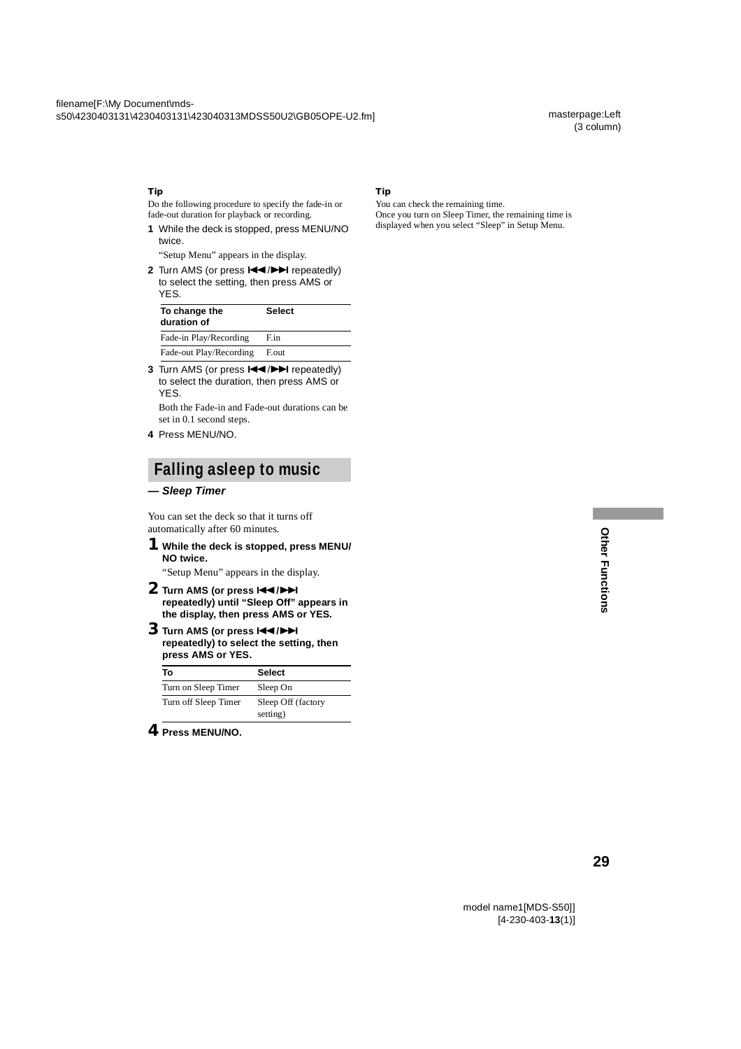**Tip**

Do the following procedure to specify the fade-in or fade-out duration for playback or recording.

1 While the deck is stopped, press MENU/NO twice.

   "Setup Menu" appears in the display.

2 Turn AMS (or press ⏮/⏭ repeatedly) to select the setting, then press AMS or YES.

| To change the duration of | Select |
|---|---|
| Fade-in Play/Recording | F.in |
| Fade-out Play/Recording | F.out |

3 Turn AMS (or press ⏮/⏭ repeatedly) to select the duration, then press AMS or YES.

   Both the Fade-in and Fade-out durations can be set in 0.1 second steps.

4 Press MENU/NO.

## Falling asleep to music

***— Sleep Timer***

You can set the deck so that it turns off automatically after 60 minutes.

**1 While the deck is stopped, press MENU/NO twice.**

   "Setup Menu" appears in the display.

**2 Turn AMS (or press ⏮/⏭ repeatedly) until "Sleep Off" appears in the display, then press AMS or YES.**

**3 Turn AMS (or press ⏮/⏭ repeatedly) to select the setting, then press AMS or YES.**

| To | Select |
|---|---|
| Turn on Sleep Timer | Sleep On |
| Turn off Sleep Timer | Sleep Off (factory setting) |

**4 Press MENU/NO.**

**Tip**

You can check the remaining time.
Once you turn on Sleep Timer, the remaining time is displayed when you select "Sleep" in Setup Menu.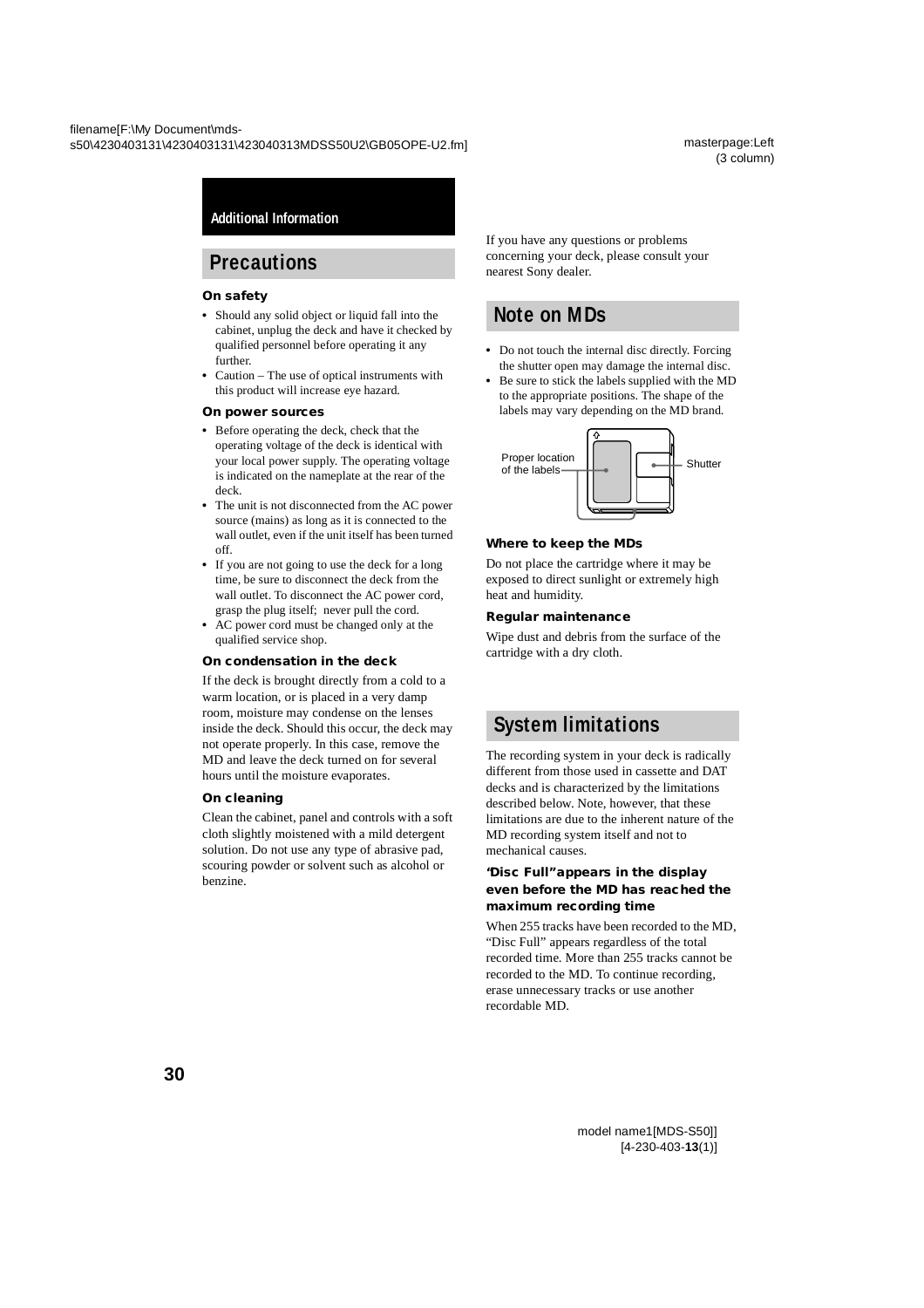## Additional Information

# Precautions

### On safety

- Should any solid object or liquid fall into the cabinet, unplug the deck and have it checked by qualified personnel before operating it any further.
- Caution – The use of optical instruments with this product will increase eye hazard.

### On power sources

- Before operating the deck, check that the operating voltage of the deck is identical with your local power supply. The operating voltage is indicated on the nameplate at the rear of the deck.
- The unit is not disconnected from the AC power source (mains) as long as it is connected to the wall outlet, even if the unit itself has been turned off.
- If you are not going to use the deck for a long time, be sure to disconnect the deck from the wall outlet. To disconnect the AC power cord, grasp the plug itself; never pull the cord.
- AC power cord must be changed only at the qualified service shop.

### On condensation in the deck

If the deck is brought directly from a cold to a warm location, or is placed in a very damp room, moisture may condense on the lenses inside the deck. Should this occur, the deck may not operate properly. In this case, remove the MD and leave the deck turned on for several hours until the moisture evaporates.

### On cleaning

Clean the cabinet, panel and controls with a soft cloth slightly moistened with a mild detergent solution. Do not use any type of abrasive pad, scouring powder or solvent such as alcohol or benzine.

If you have any questions or problems concerning your deck, please consult your nearest Sony dealer.

# Note on MDs

- Do not touch the internal disc directly. Forcing the shutter open may damage the internal disc.
- Be sure to stick the labels supplied with the MD to the appropriate positions. The shape of the labels may vary depending on the MD brand.

Proper location of the labels

Shutter

### Where to keep the MDs

Do not place the cartridge where it may be exposed to direct sunlight or extremely high heat and humidity.

### Regular maintenance

Wipe dust and debris from the surface of the cartridge with a dry cloth.

# System limitations

The recording system in your deck is radically different from those used in cassette and DAT decks and is characterized by the limitations described below. Note, however, that these limitations are due to the inherent nature of the MD recording system itself and not to mechanical causes.

### "Disc Full" appears in the display even before the MD has reached the maximum recording time

When 255 tracks have been recorded to the MD, "Disc Full" appears regardless of the total recorded time. More than 255 tracks cannot be recorded to the MD. To continue recording, erase unnecessary tracks or use another recordable MD.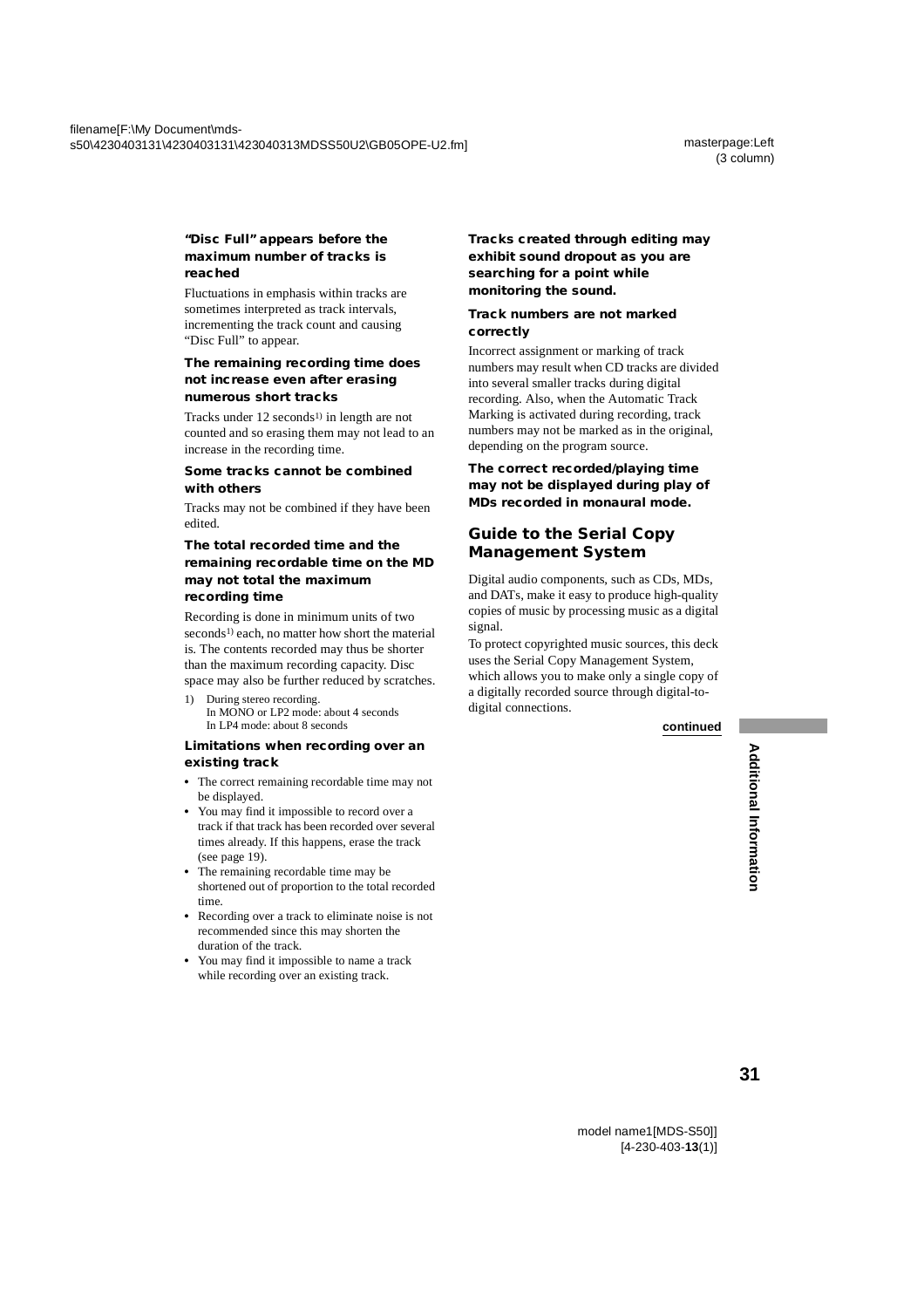### "Disc Full" appears before the maximum number of tracks is reached

Fluctuations in emphasis within tracks are sometimes interpreted as track intervals, incrementing the track count and causing "Disc Full" to appear.

### The remaining recording time does not increase even after erasing numerous short tracks

Tracks under 12 seconds[1)] in length are not counted and so erasing them may not lead to an increase in the recording time.

### Some tracks cannot be combined with others

Tracks may not be combined if they have been edited.

### The total recorded time and the remaining recordable time on the MD may not total the maximum recording time

Recording is done in minimum units of two seconds[1)] each, no matter how short the material is. The contents recorded may thus be shorter than the maximum recording capacity. Disc space may also be further reduced by scratches.

1) During stereo recording.
In MONO or LP2 mode: about 4 seconds
In LP4 mode: about 8 seconds

### Limitations when recording over an existing track

- The correct remaining recordable time may not be displayed.
- You may find it impossible to record over a track if that track has been recorded over several times already. If this happens, erase the track (see page 19).
- The remaining recordable time may be shortened out of proportion to the total recorded time.
- Recording over a track to eliminate noise is not recommended since this may shorten the duration of the track.
- You may find it impossible to name a track while recording over an existing track.

### Tracks created through editing may exhibit sound dropout as you are searching for a point while monitoring the sound.

### Track numbers are not marked correctly

Incorrect assignment or marking of track numbers may result when CD tracks are divided into several smaller tracks during digital recording. Also, when the Automatic Track Marking is activated during recording, track numbers may not be marked as in the original, depending on the program source.

### The correct recorded/playing time may not be displayed during play of MDs recorded in monaural mode.

## Guide to the Serial Copy Management System

Digital audio components, such as CDs, MDs, and DATs, make it easy to produce high-quality copies of music by processing music as a digital signal.

To protect copyrighted music sources, this deck uses the Serial Copy Management System, which allows you to make only a single copy of a digitally recorded source through digital-to-digital connections.

**continued**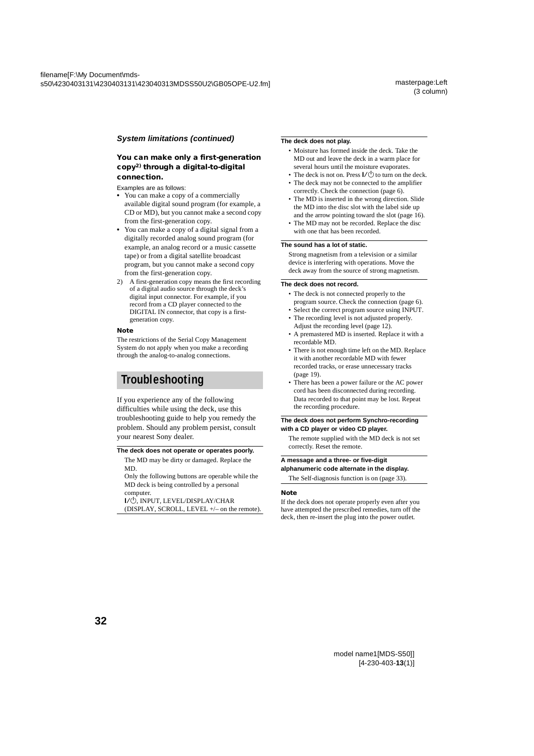*System limitations (continued)*

### You can make only a first-generation copy[2] through a digital-to-digital connection.

Examples are as follows:

- You can make a copy of a commercially available digital sound program (for example, a CD or MD), but you cannot make a second copy from the first-generation copy.
- You can make a copy of a digital signal from a digitally recorded analog sound program (for example, an analog record or a music cassette tape) or from a digital satellite broadcast program, but you cannot make a second copy from the first-generation copy.

2) A first-generation copy means the first recording of a digital audio source through the deck's digital input connector. For example, if you record from a CD player connected to the DIGITAL IN connector, that copy is a first-generation copy.

**Note**

The restrictions of the Serial Copy Management System do not apply when you make a recording through the analog-to-analog connections.

## Troubleshooting

If you experience any of the following difficulties while using the deck, use this troubleshooting guide to help you remedy the problem. Should any problem persist, consult your nearest Sony dealer.

**The deck does not operate or operates poorly.**

The MD may be dirty or damaged. Replace the MD.

Only the following buttons are operable while the MD deck is being controlled by a personal computer.

I/⏻, INPUT, LEVEL/DISPLAY/CHAR (DISPLAY, SCROLL, LEVEL +/– on the remote).

**The deck does not play.**

- Moisture has formed inside the deck. Take the MD out and leave the deck in a warm place for several hours until the moisture evaporates.
- The deck is not on. Press I/⏻ to turn on the deck.
- The deck may not be connected to the amplifier correctly. Check the connection (page 6).
- The MD is inserted in the wrong direction. Slide the MD into the disc slot with the label side up and the arrow pointing toward the slot (page 16).
- The MD may not be recorded. Replace the disc with one that has been recorded.

**The sound has a lot of static.**

Strong magnetism from a television or a similar device is interfering with operations. Move the deck away from the source of strong magnetism.

**The deck does not record.**

- The deck is not connected properly to the program source. Check the connection (page 6).
- Select the correct program source using INPUT.
- The recording level is not adjusted properly. Adjust the recording level (page 12).
- A premastered MD is inserted. Replace it with a recordable MD.
- There is not enough time left on the MD. Replace it with another recordable MD with fewer recorded tracks, or erase unnecessary tracks (page 19).
- There has been a power failure or the AC power cord has been disconnected during recording. Data recorded to that point may be lost. Repeat the recording procedure.

**The deck does not perform Synchro-recording with a CD player or video CD player.**

The remote supplied with the MD deck is not set correctly. Reset the remote.

**A message and a three- or five-digit alphanumeric code alternate in the display.**

The Self-diagnosis function is on (page 33).

**Note**

If the deck does not operate properly even after you have attempted the prescribed remedies, turn off the deck, then re-insert the plug into the power outlet.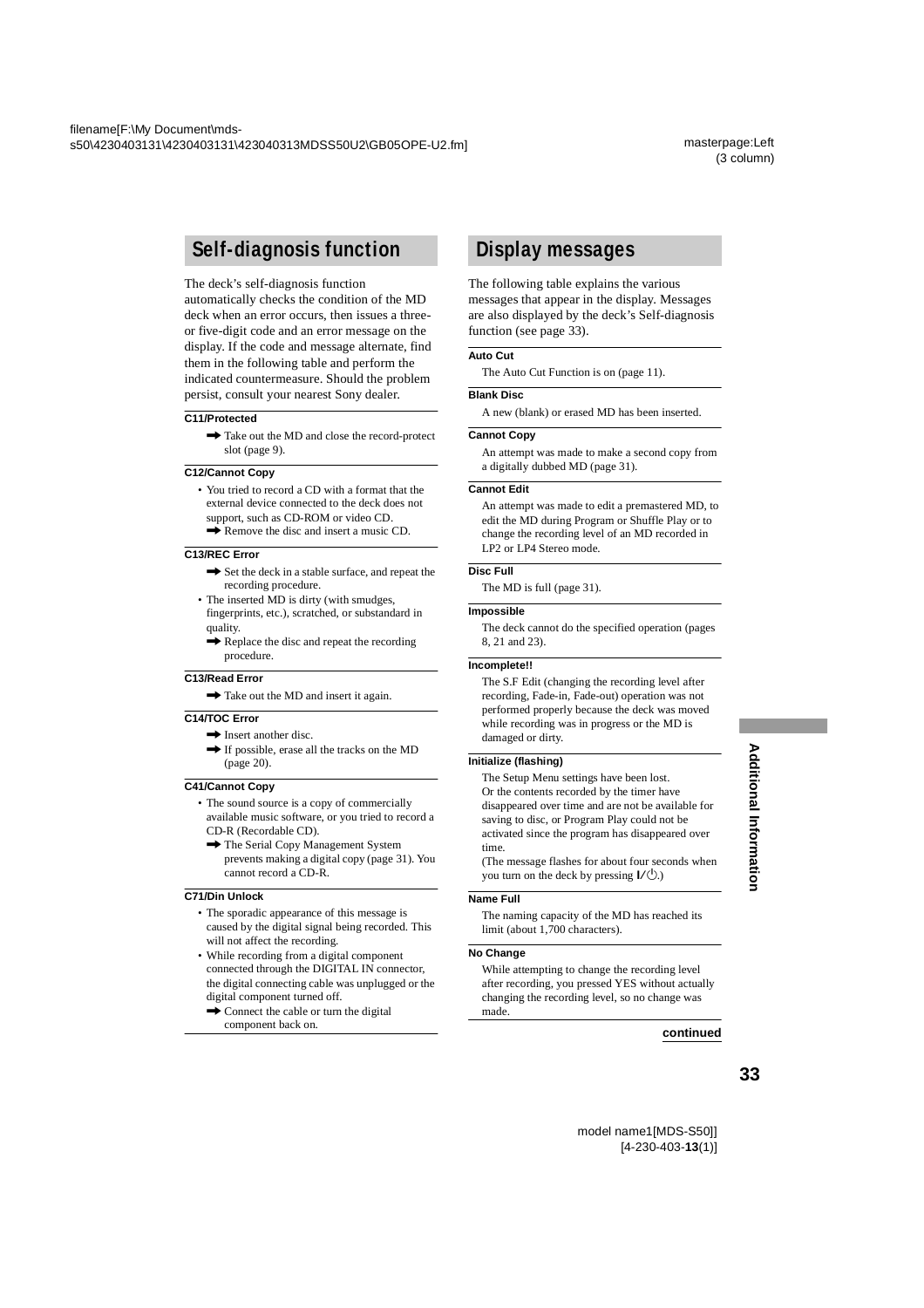## Self-diagnosis function

The deck's self-diagnosis function automatically checks the condition of the MD deck when an error occurs, then issues a three- or five-digit code and an error message on the display. If the code and message alternate, find them in the following table and perform the indicated countermeasure. Should the problem persist, consult your nearest Sony dealer.

**C11/Protected**

➡ Take out the MD and close the record-protect slot (page 9).

**C12/Cannot Copy**

- You tried to record a CD with a format that the external device connected to the deck does not support, such as CD-ROM or video CD.
  ➡ Remove the disc and insert a music CD.

**C13/REC Error**

➡ Set the deck in a stable surface, and repeat the recording procedure.

- The inserted MD is dirty (with smudges, fingerprints, etc.), scratched, or substandard in quality.
  ➡ Replace the disc and repeat the recording procedure.

**C13/Read Error**

➡ Take out the MD and insert it again.

**C14/TOC Error**

➡ Insert another disc.

➡ If possible, erase all the tracks on the MD (page 20).

**C41/Cannot Copy**

- The sound source is a copy of commercially available music software, or you tried to record a CD-R (Recordable CD).
  ➡ The Serial Copy Management System prevents making a digital copy (page 31). You cannot record a CD-R.

**C71/Din Unlock**

- The sporadic appearance of this message is caused by the digital signal being recorded. This will not affect the recording.
- While recording from a digital component connected through the DIGITAL IN connector, the digital connecting cable was unplugged or the digital component turned off.
  ➡ Connect the cable or turn the digital component back on.

## Display messages

The following table explains the various messages that appear in the display. Messages are also displayed by the deck's Self-diagnosis function (see page 33).

**Auto Cut**

The Auto Cut Function is on (page 11).

**Blank Disc**

A new (blank) or erased MD has been inserted.

**Cannot Copy**

An attempt was made to make a second copy from a digitally dubbed MD (page 31).

**Cannot Edit**

An attempt was made to edit a premastered MD, to edit the MD during Program or Shuffle Play or to change the recording level of an MD recorded in LP2 or LP4 Stereo mode.

**Disc Full**

The MD is full (page 31).

**Impossible**

The deck cannot do the specified operation (pages 8, 21 and 23).

**Incomplete!!**

The S.F Edit (changing the recording level after recording, Fade-in, Fade-out) operation was not performed properly because the deck was moved while recording was in progress or the MD is damaged or dirty.

**Initialize (flashing)**

The Setup Menu settings have been lost.
Or the contents recorded by the timer have disappeared over time and are not be available for saving to disc, or Program Play could not be activated since the program has disappeared over time.
(The message flashes for about four seconds when you turn on the deck by pressing I/⏻.)

**Name Full**

The naming capacity of the MD has reached its limit (about 1,700 characters).

**No Change**

While attempting to change the recording level after recording, you pressed YES without actually changing the recording level, so no change was made.

**continued**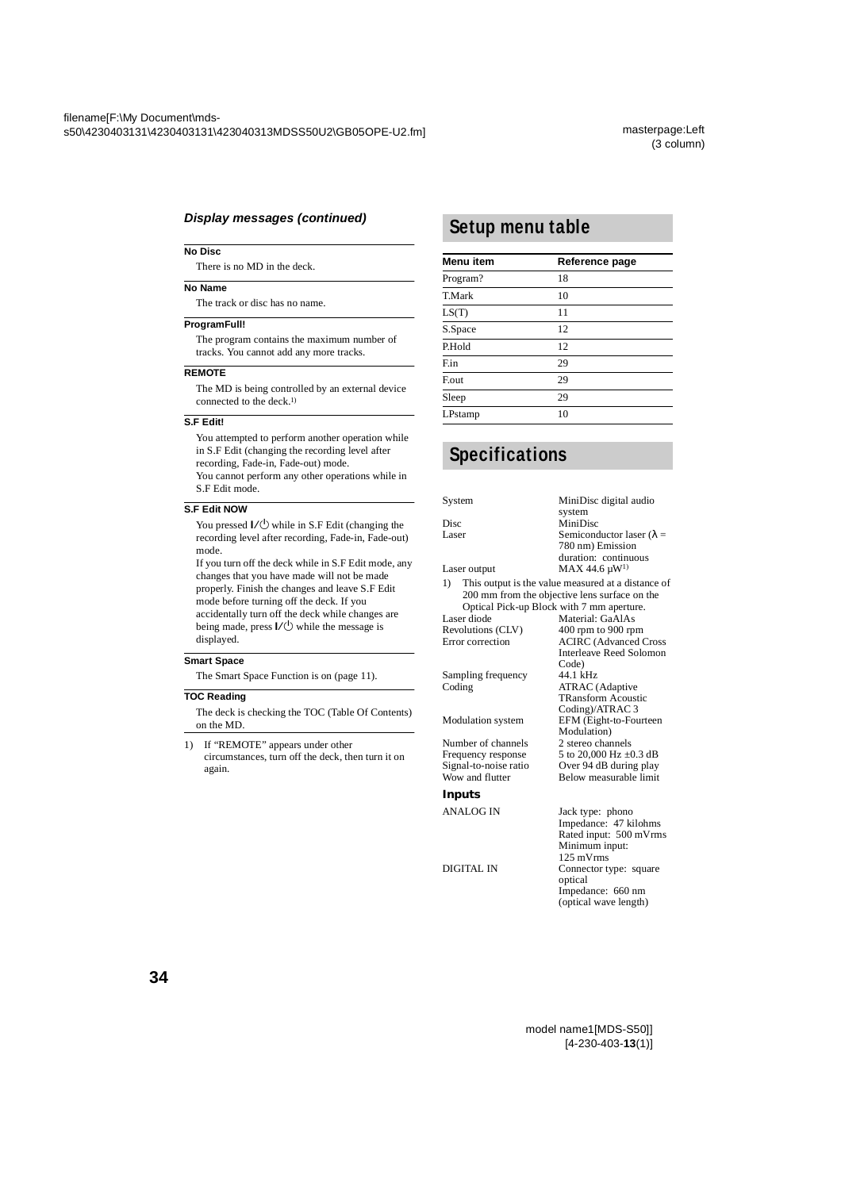### *Display messages (continued)*

**No Disc**

There is no MD in the deck.

**No Name**

The track or disc has no name.

**ProgramFull!**

The program contains the maximum number of tracks. You cannot add any more tracks.

**REMOTE**

The MD is being controlled by an external device connected to the deck.[1)]

**S.F Edit!**

You attempted to perform another operation while in S.F Edit (changing the recording level after recording, Fade-in, Fade-out) mode.
You cannot perform any other operations while in S.F Edit mode.

**S.F Edit NOW**

You pressed I/⏻ while in S.F Edit (changing the recording level after recording, Fade-in, Fade-out) mode.
If you turn off the deck while in S.F Edit mode, any changes that you have made will not be made properly. Finish the changes and leave S.F Edit mode before turning off the deck. If you accidentally turn off the deck while changes are being made, press I/⏻ while the message is displayed.

**Smart Space**

The Smart Space Function is on (page 11).

**TOC Reading**

The deck is checking the TOC (Table Of Contents) on the MD.

1) If "REMOTE" appears under other circumstances, turn off the deck, then turn it on again.

## Setup menu table

| Menu item | Reference page |
|---|---|
| Program? | 18 |
| T.Mark | 10 |
| LS(T) | 11 |
| S.Space | 12 |
| P.Hold | 12 |
| F.in | 29 |
| F.out | 29 |
| Sleep | 29 |
| LPstamp | 10 |

## Specifications

| | |
|---|---|
| System | MiniDisc digital audio system |
| Disc | MiniDisc |
| Laser | Semiconductor laser ($\lambda$ = 780 nm) Emission duration: continuous |
| Laser output | MAX 44.6 µW[1)] |

1) This output is the value measured at a distance of 200 mm from the objective lens surface on the Optical Pick-up Block with 7 mm aperture.

| | |
|---|---|
| Laser diode | Material: GaAlAs |
| Revolutions (CLV) | 400 rpm to 900 rpm |
| Error correction | ACIRC (Advanced Cross Interleave Reed Solomon Code) |
| Sampling frequency | 44.1 kHz |
| Coding | ATRAC (Adaptive TRansform Acoustic Coding)/ATRAC 3 |
| Modulation system | EFM (Eight-to-Fourteen Modulation) |
| Number of channels | 2 stereo channels |
| Frequency response | 5 to 20,000 Hz ±0.3 dB |
| Signal-to-noise ratio | Over 94 dB during play |
| Wow and flutter | Below measurable limit |

### Inputs

| | |
|---|---|
| ANALOG IN | Jack type: phono<br>Impedance: 47 kilohms<br>Rated input: 500 mVrms<br>Minimum input: 125 mVrms |
| DIGITAL IN | Connector type: square optical<br>Impedance: 660 nm (optical wave length) |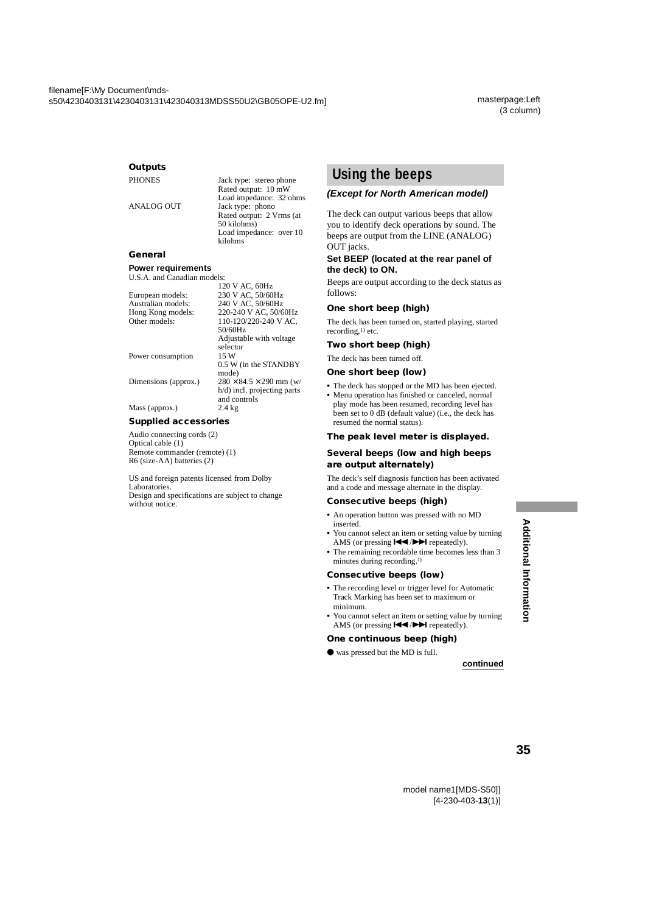### Outputs

| | |
|---|---|
| PHONES | Jack type: stereo phone<br>Rated output: 10 mW<br>Load impedance: 32 ohms |
| ANALOG OUT | Jack type: phono<br>Rated output: 2 Vrms (at 50 kilohms)<br>Load impedance: over 10 kilohms |

### General

**Power requirements**

| | |
|---|---|
| U.S.A. and Canadian models: | 120 V AC, 60Hz |
| European models: | 230 V AC, 50/60Hz |
| Australian models: | 240 V AC, 50/60Hz |
| Hong Kong models: | 220-240 V AC, 50/60Hz |
| Other models: | 110-120/220-240 V AC, 50/60Hz<br>Adjustable with voltage selector |
| Power consumption | 15 W<br>0.5 W (in the STANDBY mode) |
| Dimensions (approx.) | 280 × 84.5 × 290 mm (w/h/d) incl. projecting parts and controls |
| Mass (approx.) | 2.4 kg |

### Supplied accessories

Audio connecting cords (2)
Optical cable (1)
Remote commander (remote) (1)
R6 (size-AA) batteries (2)

US and foreign patents licensed from Dolby Laboratories.
Design and specifications are subject to change without notice.

## Using the beeps

***(Except for North American model)***

The deck can output various beeps that allow you to identify deck operations by sound. The beeps are output from the LINE (ANALOG) OUT jacks.

**Set BEEP (located at the rear panel of the deck) to ON.**

Beeps are output according to the deck status as follows:

### One short beep (high)

The deck has been turned on, started playing, started recording,[1] etc.

### Two short beep (high)

The deck has been turned off.

### One short beep (low)

- The deck has stopped or the MD has been ejected.
- Menu operation has finished or canceled, normal play mode has been resumed, recording level has been set to 0 dB (default value) (i.e., the deck has resumed the normal status).

### The peak level meter is displayed.

### Several beeps (low and high beeps are output alternately)

The deck's self diagnosis function has been activated and a code and message alternate in the display.

### Consecutive beeps (high)

- An operation button was pressed with no MD inserted.
- You cannot select an item or setting value by turning AMS (or pressing ⏮/⏭ repeatedly).
- The remaining recordable time becomes less than 3 minutes during recording.[1]

### Consecutive beeps (low)

- The recording level or trigger level for Automatic Track Marking has been set to maximum or minimum.
- You cannot select an item or setting value by turning AMS (or pressing ⏮/⏭ repeatedly).

### One continuous beep (high)

● was pressed but the MD is full.

**continued**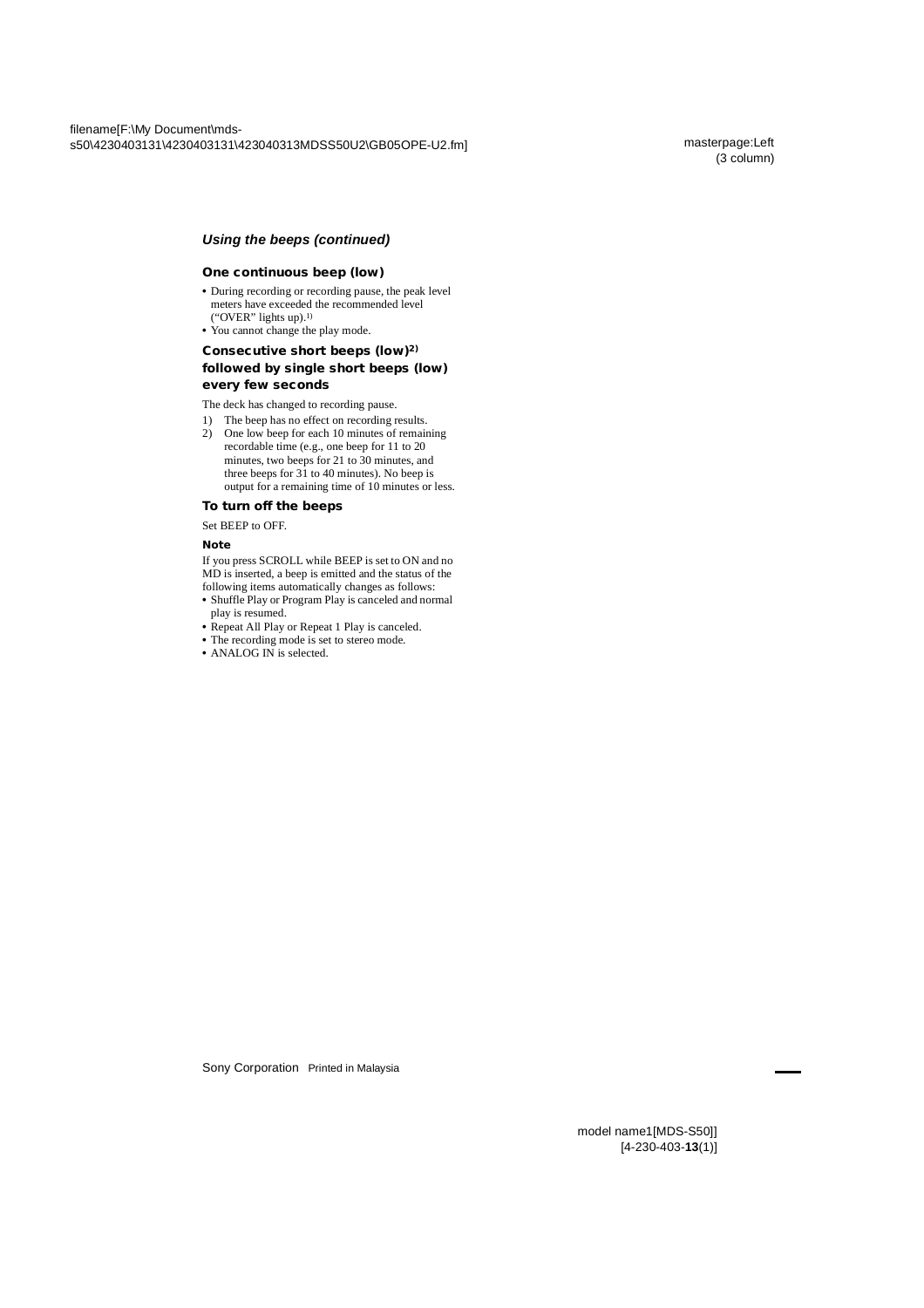### *Using the beeps (continued)*

#### One continuous beep (low)

- During recording or recording pause, the peak level meters have exceeded the recommended level ("OVER" lights up).[1)]
- You cannot change the play mode.

#### Consecutive short beeps (low)[2)] followed by single short beeps (low) every few seconds

The deck has changed to recording pause.

1) The beep has no effect on recording results.
2) One low beep for each 10 minutes of remaining recordable time (e.g., one beep for 11 to 20 minutes, two beeps for 21 to 30 minutes, and three beeps for 31 to 40 minutes). No beep is output for a remaining time of 10 minutes or less.

#### To turn off the beeps

Set BEEP to OFF.

**Note**

If you press SCROLL while BEEP is set to ON and no MD is inserted, a beep is emitted and the status of the following items automatically changes as follows:

- Shuffle Play or Program Play is canceled and normal play is resumed.
- Repeat All Play or Repeat 1 Play is canceled.
- The recording mode is set to stereo mode.
- ANALOG IN is selected.

Sony Corporation Printed in Malaysia